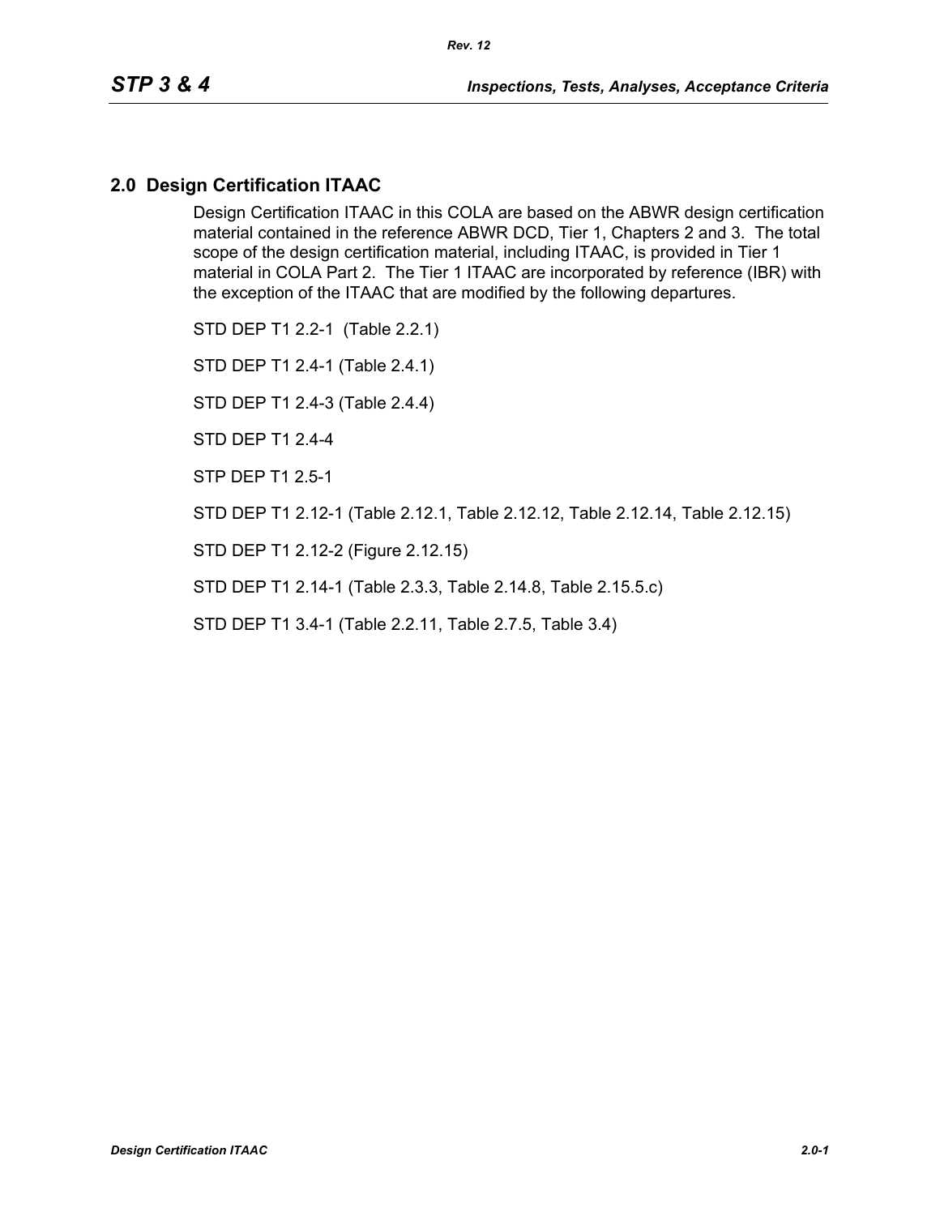## 2.0 Design Certification ITAAC

Design Certification ITAAC in this COLA are based on the ABWR design certification material contained in the reference ABWR DCD, Tier 1, Chapters 2 and 3. The total scope of the design certification material, including ITAAC, is provided in Tier 1 material in COLA Part 2. The Tier 1 ITAAC are incorporated by reference (IBR) with the exception of the ITAAC that are modified by the following departures.

STD DEP T1 2.2-1 (Table 2.2.1)

STD DEP T1 2.4-1 (Table 2.4.1)

STD DEP T1 2.4-3 (Table 2.4.4)

STD DEP T1 2.4-4

STP DEP T1 2.5-1

STD DEP T1 2.12-1 (Table 2.12.1, Table 2.12.12, Table 2.12.14, Table 2.12.15)

STD DEP T1 2.12-2 (Figure 2.12.15)

STD DEP T1 2.14-1 (Table 2.3.3, Table 2.14.8, Table 2.15.5.c)

STD DEP T1 3.4-1 (Table 2.2.11, Table 2.7.5, Table 3.4)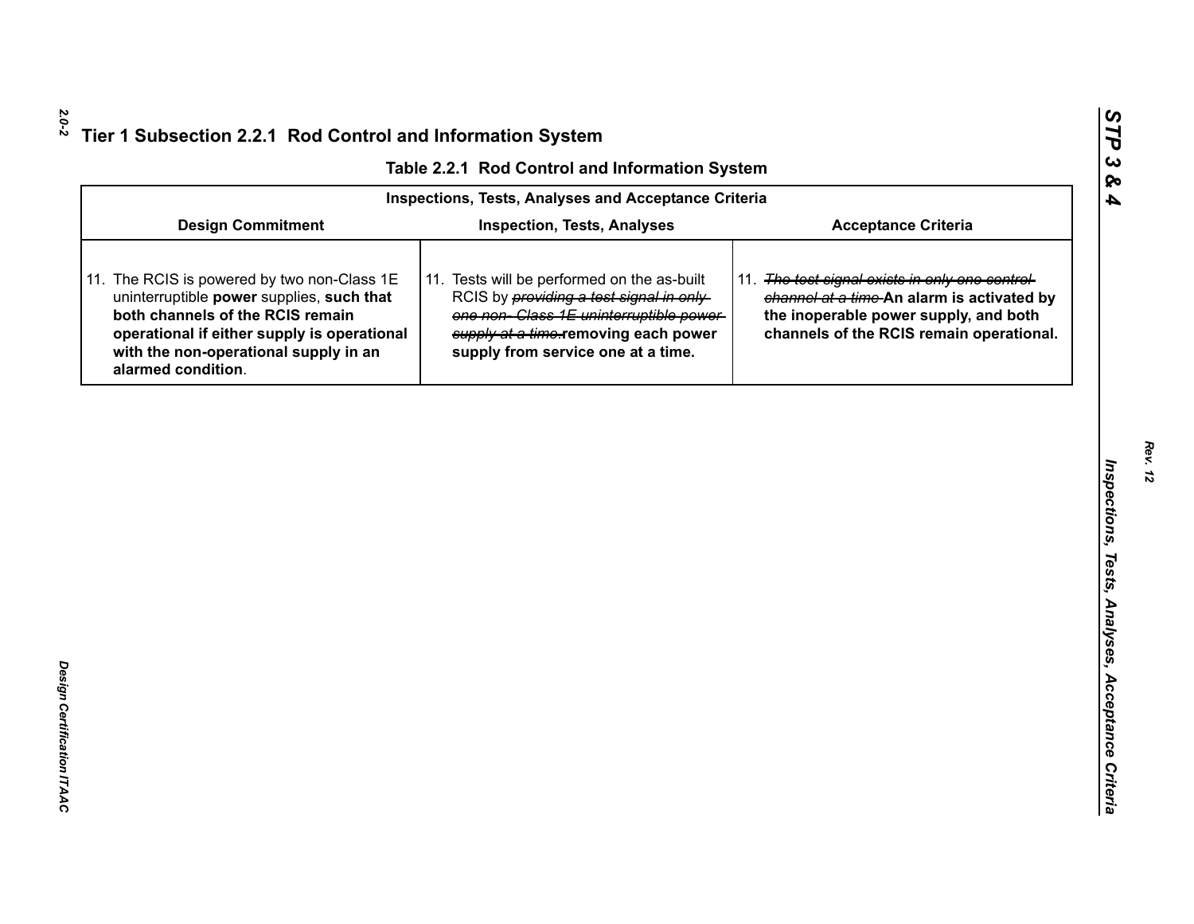## Tier 1 Subsection 2.2.1 Rod Control and Information System

**Table 2.2.1 Rod Control and Information System**

| Inspections, Tests, Analyses and Acceptance Criteria | | |
|---|---|---|
| **Design Commitment** | **Inspection, Tests, Analyses** | **Acceptance Criteria** |
| 11. The RCIS is powered by two non-Class 1E uninterruptible **power** supplies, **such that both channels of the RCIS remain operational if either supply is operational with the non-operational supply in an alarmed condition**. | 11. Tests will be performed on the as-built RCIS by ~~*providing a test signal in only one non- Class 1E uninterruptible power supply at a time.*~~**removing each power supply from service one at a time.** | 11. ~~*The test signal exists in only one control channel at a time*~~ **An alarm is activated by the inoperable power supply, and both channels of the RCIS remain operational.** |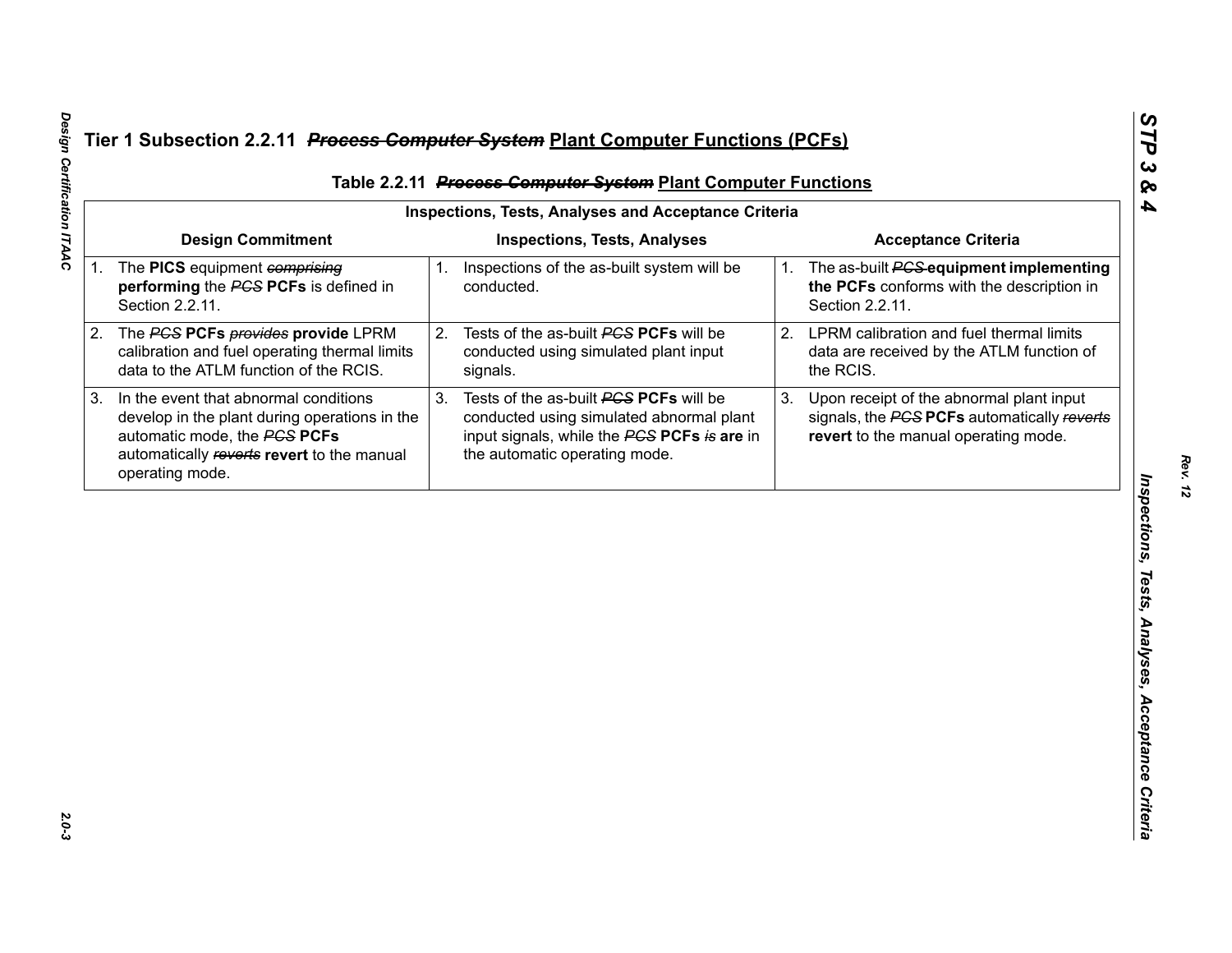## Tier 1 Subsection 2.2.11 ~~*Process Computer System*~~ Plant Computer Functions (PCFs)

**Table 2.2.11 ~~*Process Computer System*~~ Plant Computer Functions**

| Inspections, Tests, Analyses and Acceptance Criteria | | |
|---|---|---|
| **Design Commitment** | **Inspections, Tests, Analyses** | **Acceptance Criteria** |
| 1. The **PICS** equipment ~~*comprising*~~ **performing** the ~~*PCS*~~ **PCFs** is defined in Section 2.2.11. | 1. Inspections of the as-built system will be conducted. | 1. The as-built ~~*PCS*~~ **equipment implementing the PCFs** conforms with the description in Section 2.2.11. |
| 2. The ~~*PCS*~~ **PCFs** ~~*provides*~~ **provide** LPRM calibration and fuel operating thermal limits data to the ATLM function of the RCIS. | 2. Tests of the as-built ~~*PCS*~~ **PCFs** will be conducted using simulated plant input signals. | 2. LPRM calibration and fuel thermal limits data are received by the ATLM function of the RCIS. |
| 3. In the event that abnormal conditions develop in the plant during operations in the automatic mode, the ~~*PCS*~~ **PCFs** automatically ~~*reverts*~~ **revert** to the manual operating mode. | 3. Tests of the as-built ~~*PCS*~~ **PCFs** will be conducted using simulated abnormal plant input signals, while the ~~*PCS*~~ **PCFs** ~~*is*~~ **are** in the automatic operating mode. | 3. Upon receipt of the abnormal plant input signals, the ~~*PCS*~~ **PCFs** automatically ~~*reverts*~~ **revert** to the manual operating mode. |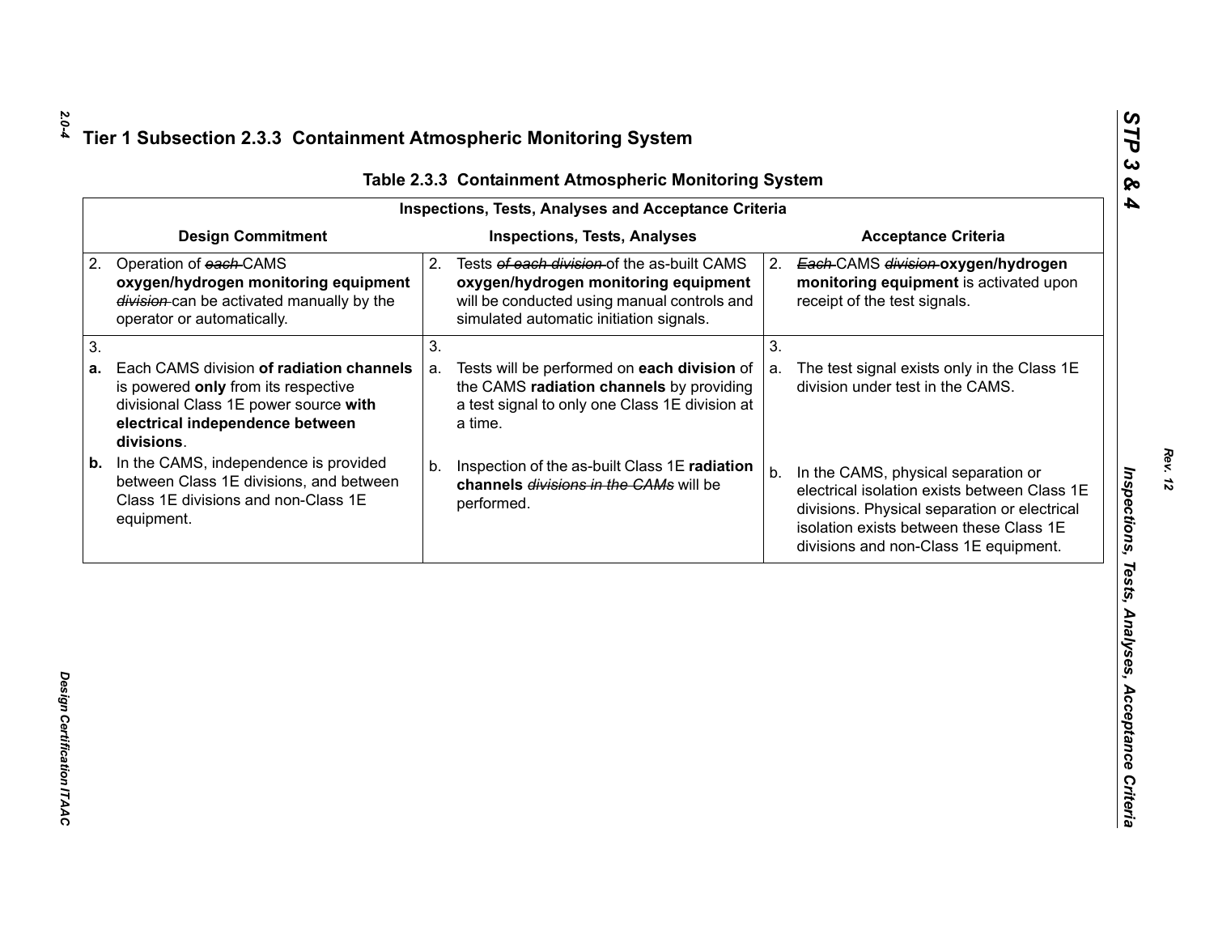## Tier 1 Subsection 2.3.3 Containment Atmospheric Monitoring System

**Table 2.3.3 Containment Atmospheric Monitoring System**

| Inspections, Tests, Analyses and Acceptance Criteria | | |
|---|---|---|
| **Design Commitment** | **Inspections, Tests, Analyses** | **Acceptance Criteria** |
| 2. Operation of ~~each~~ CAMS **oxygen/hydrogen monitoring equipment** ~~division~~ can be activated manually by the operator or automatically. | 2. Tests ~~of each division~~ of the as-built CAMS **oxygen/hydrogen monitoring equipment** will be conducted using manual controls and simulated automatic initiation signals. | 2. ~~Each~~ CAMS ~~division~~ **oxygen/hydrogen monitoring equipment** is activated upon receipt of the test signals. |
| 3.<br>**a.** Each CAMS division **of radiation channels** is powered **only** from its respective divisional Class 1E power source **with electrical independence between divisions**.<br>**b.** In the CAMS, independence is provided between Class 1E divisions, and between Class 1E divisions and non-Class 1E equipment. | 3.<br>a. Tests will be performed on **each division** of the CAMS **radiation channels** by providing a test signal to only one Class 1E division at a time.<br>b. Inspection of the as-built Class 1E **radiation channels** ~~divisions in the CAMs~~ will be performed. | 3.<br>a. The test signal exists only in the Class 1E division under test in the CAMS.<br>b. In the CAMS, physical separation or electrical isolation exists between Class 1E divisions. Physical separation or electrical isolation exists between these Class 1E divisions and non-Class 1E equipment. |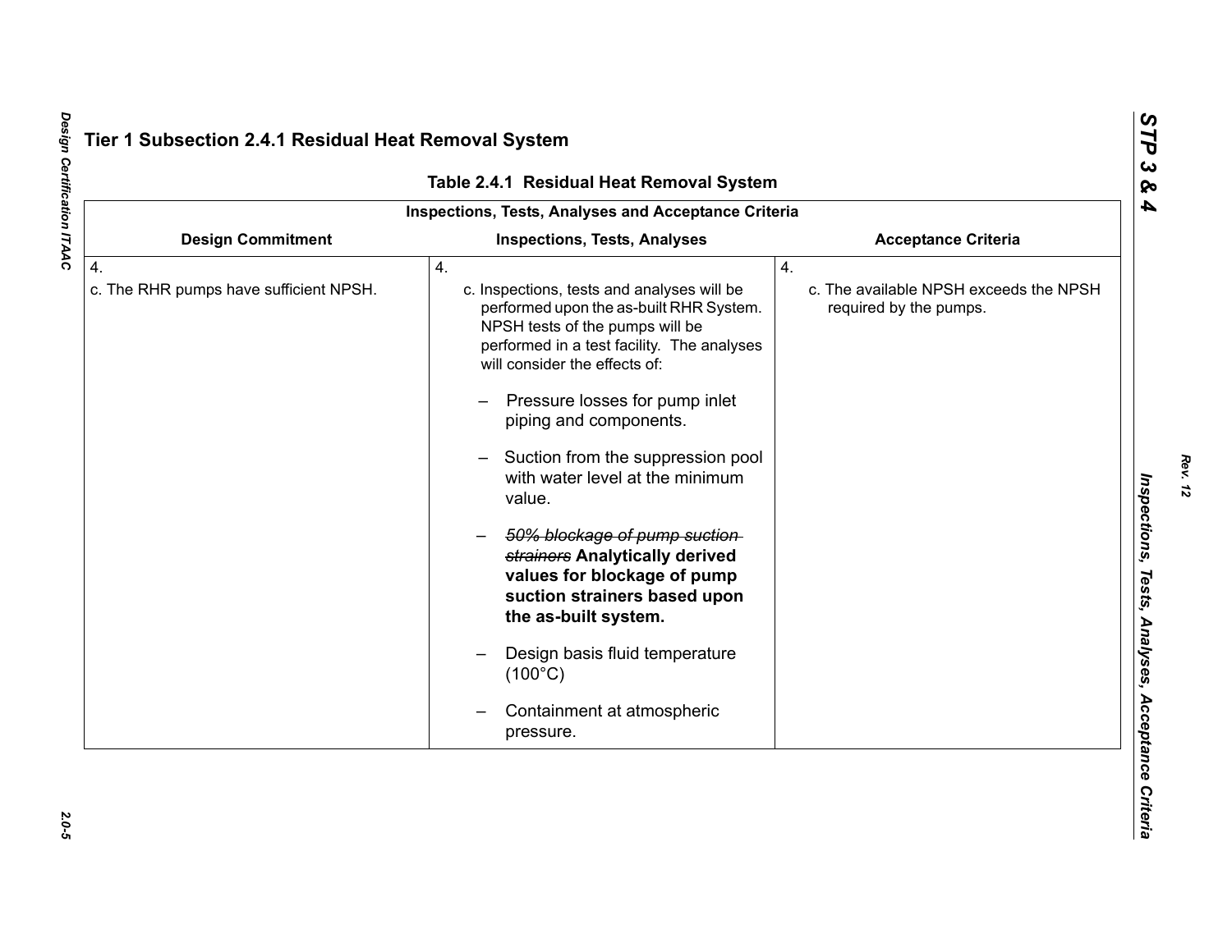## Tier 1 Subsection 2.4.1 Residual Heat Removal System

**Table 2.4.1 Residual Heat Removal System**

| Inspections, Tests, Analyses and Acceptance Criteria | | |
|---|---|---|
| **Design Commitment** | **Inspections, Tests, Analyses** | **Acceptance Criteria** |
| 4.<br>c. The RHR pumps have sufficient NPSH. | 4.<br>c. Inspections, tests and analyses will be performed upon the as-built RHR System. NPSH tests of the pumps will be performed in a test facility. The analyses will consider the effects of:<br>– Pressure losses for pump inlet piping and components.<br>– Suction from the suppression pool with water level at the minimum value.<br>– ~~*50% blockage of pump suction strainers*~~ **Analytically derived values for blockage of pump suction strainers based upon the as-built system.**<br>– Design basis fluid temperature (100°C)<br>– Containment at atmospheric pressure. | 4.<br>c. The available NPSH exceeds the NPSH required by the pumps. |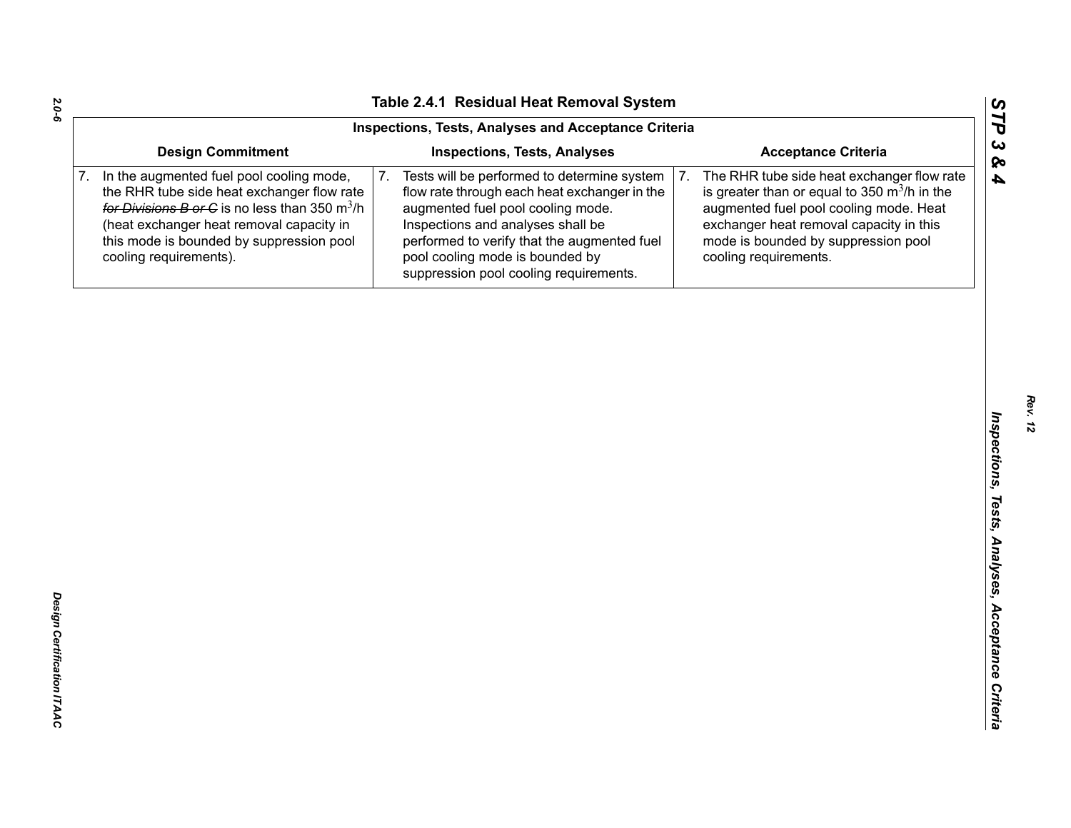## Table 2.4.1 Residual Heat Removal System

| Inspections, Tests, Analyses and Acceptance Criteria | | |
|---|---|---|
| **Design Commitment** | **Inspections, Tests, Analyses** | **Acceptance Criteria** |
| 7. In the augmented fuel pool cooling mode, the RHR tube side heat exchanger flow rate ~~*for Divisions B or C*~~ is no less than 350 $m^3/h$ (heat exchanger heat removal capacity in this mode is bounded by suppression pool cooling requirements). | 7. Tests will be performed to determine system flow rate through each heat exchanger in the augmented fuel pool cooling mode. Inspections and analyses shall be performed to verify that the augmented fuel pool cooling mode is bounded by suppression pool cooling requirements. | 7. The RHR tube side heat exchanger flow rate is greater than or equal to 350 $m^3/h$ in the augmented fuel pool cooling mode. Heat exchanger heat removal capacity in this mode is bounded by suppression pool cooling requirements. |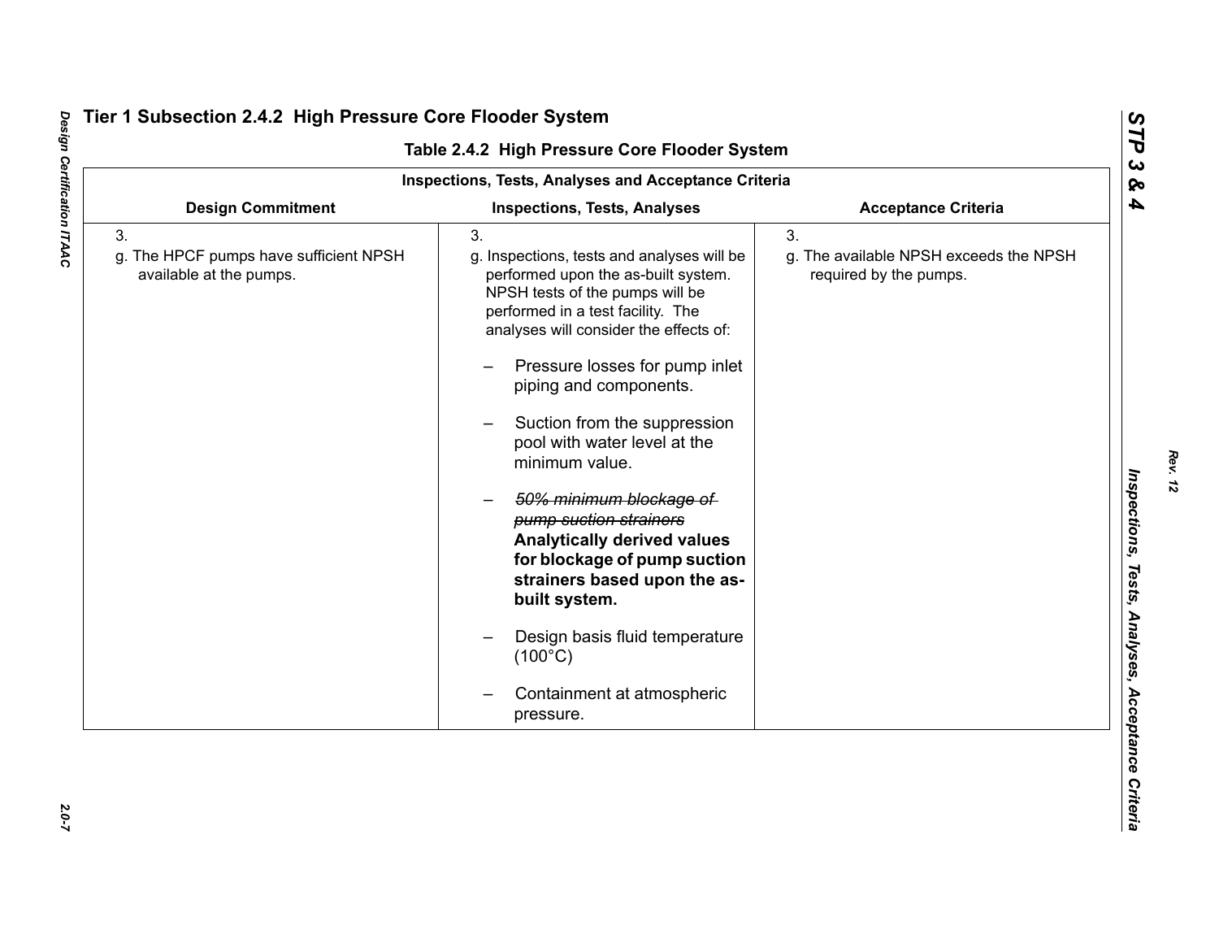## Tier 1 Subsection 2.4.2 High Pressure Core Flooder System

**Table 2.4.2 High Pressure Core Flooder System**

| Inspections, Tests, Analyses and Acceptance Criteria | | |
|---|---|---|
| **Design Commitment** | **Inspections, Tests, Analyses** | **Acceptance Criteria** |
| 3.<br>g. The HPCF pumps have sufficient NPSH available at the pumps. | 3.<br>g. Inspections, tests and analyses will be performed upon the as-built system. NPSH tests of the pumps will be performed in a test facility. The analyses will consider the effects of:<br>– Pressure losses for pump inlet piping and components.<br>– Suction from the suppression pool with water level at the minimum value.<br>– ~~*50% minimum blockage of pump suction strainers*~~ **Analytically derived values for blockage of pump suction strainers based upon the as-built system.**<br>– Design basis fluid temperature (100°C)<br>– Containment at atmospheric pressure. | 3.<br>g. The available NPSH exceeds the NPSH required by the pumps. |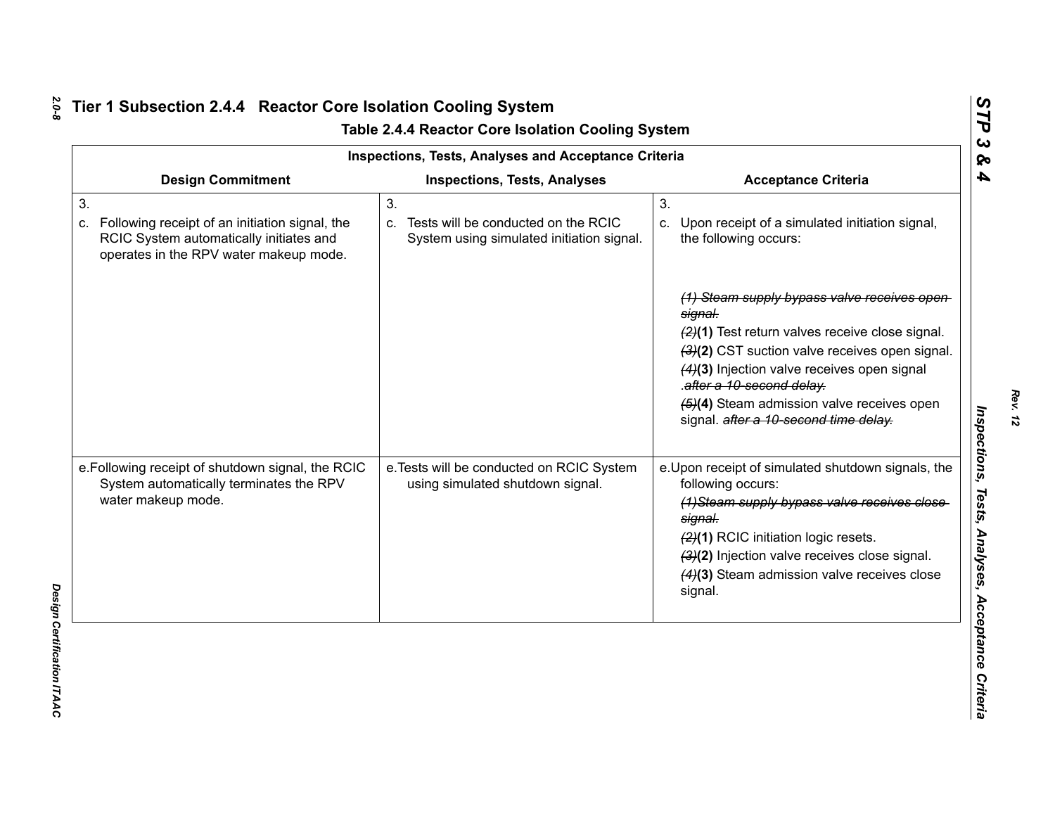## Tier 1 Subsection 2.4.4 Reactor Core Isolation Cooling System

### Table 2.4.4 Reactor Core Isolation Cooling System

| Inspections, Tests, Analyses and Acceptance Criteria | | |
|---|---|---|
| **Design Commitment** | **Inspections, Tests, Analyses** | **Acceptance Criteria** |
| 3.<br>c. Following receipt of an initiation signal, the RCIC System automatically initiates and operates in the RPV water makeup mode. | 3.<br>c. Tests will be conducted on the RCIC System using simulated initiation signal. | 3.<br>c. Upon receipt of a simulated initiation signal, the following occurs:<br>~~(1) Steam supply bypass valve receives open signal.~~<br>~~(2)~~**(1)** Test return valves receive close signal.<br>~~(3)~~**(2)** CST suction valve receives open signal.<br>~~(4)~~**(3)** Injection valve receives open signal .~~after a 10-second delay.~~<br>~~(5)~~**(4)** Steam admission valve receives open signal. ~~after a 10-second time delay.~~ |
| e.Following receipt of shutdown signal, the RCIC System automatically terminates the RPV water makeup mode. | e.Tests will be conducted on RCIC System using simulated shutdown signal. | e.Upon receipt of simulated shutdown signals, the following occurs:<br>~~(1)Steam supply bypass valve receives close signal.~~<br>~~(2)~~**(1)** RCIC initiation logic resets.<br>~~(3)~~**(2)** Injection valve receives close signal.<br>~~(4)~~**(3)** Steam admission valve receives close signal. |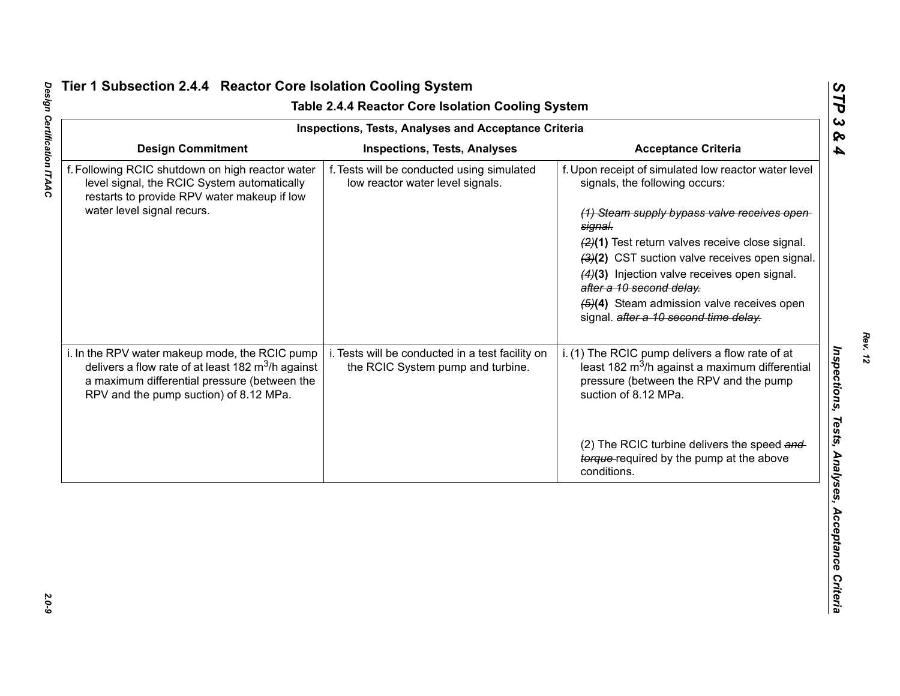## Tier 1 Subsection 2.4.4 Reactor Core Isolation Cooling System

### Table 2.4.4 Reactor Core Isolation Cooling System

| Inspections, Tests, Analyses and Acceptance Criteria | | |
|---|---|---|
| **Design Commitment** | **Inspections, Tests, Analyses** | **Acceptance Criteria** |
| f. Following RCIC shutdown on high reactor water level signal, the RCIC System automatically restarts to provide RPV water makeup if low water level signal recurs. | f. Tests will be conducted using simulated low reactor water level signals. | f. Upon receipt of simulated low reactor water level signals, the following occurs:<br><br>~~*(1) Steam supply bypass valve receives open signal.*~~<br>~~*(2)*~~**(1)** Test return valves receive close signal.<br>~~*(3)*~~**(2)** CST suction valve receives open signal.<br>~~*(4)*~~**(3)** Injection valve receives open signal. ~~*after a 10 second delay.*~~<br>~~*(5)*~~**(4)** Steam admission valve receives open signal. ~~*after a 10 second time delay.*~~ |
| i. In the RPV water makeup mode, the RCIC pump delivers a flow rate of at least 182 $m^3$/h against a maximum differential pressure (between the RPV and the pump suction) of 8.12 MPa. | i. Tests will be conducted in a test facility on the RCIC System pump and turbine. | i. (1) The RCIC pump delivers a flow rate of at least 182 $m^3$/h against a maximum differential pressure (between the RPV and the pump suction of 8.12 MPa.<br><br>(2) The RCIC turbine delivers the speed ~~*and torque*~~ required by the pump at the above conditions. |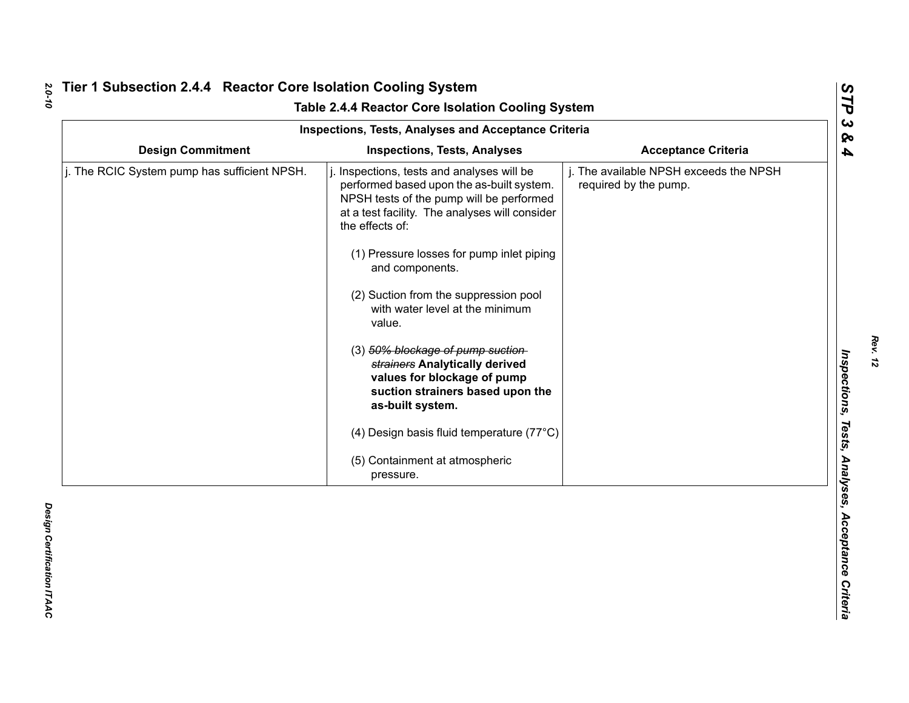## Tier 1 Subsection 2.4.4 Reactor Core Isolation Cooling System

**Table 2.4.4 Reactor Core Isolation Cooling System**

| Inspections, Tests, Analyses and Acceptance Criteria | | |
|---|---|---|
| **Design Commitment** | **Inspections, Tests, Analyses** | **Acceptance Criteria** |
| j. The RCIC System pump has sufficient NPSH. | j. Inspections, tests and analyses will be performed based upon the as-built system. NPSH tests of the pump will be performed at a test facility. The analyses will consider the effects of:<br><br>(1) Pressure losses for pump inlet piping and components.<br><br>(2) Suction from the suppression pool with water level at the minimum value.<br><br>(3) ~~*50% blockage of pump suction strainers*~~ **Analytically derived values for blockage of pump suction strainers based upon the as-built system.**<br><br>(4) Design basis fluid temperature (77°C)<br><br>(5) Containment at atmospheric pressure. | j. The available NPSH exceeds the NPSH required by the pump. |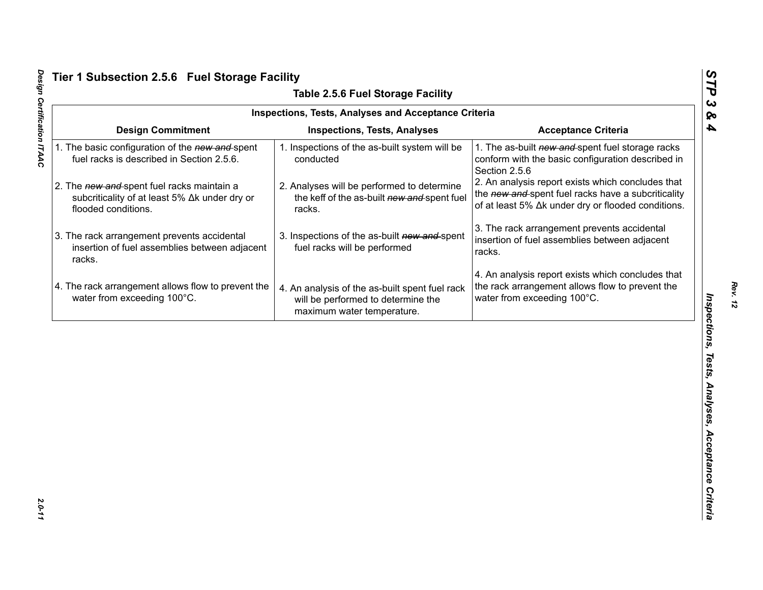## Tier 1 Subsection 2.5.6 Fuel Storage Facility

### Table 2.5.6 Fuel Storage Facility

| Inspections, Tests, Analyses and Acceptance Criteria | | |
|---|---|---|
| **Design Commitment** | **Inspections, Tests, Analyses** | **Acceptance Criteria** |
| 1. The basic configuration of the ~~*new and*~~ spent fuel racks is described in Section 2.5.6. | 1. Inspections of the as-built system will be conducted | 1. The as-built ~~*new and*~~ spent fuel storage racks conform with the basic configuration described in Section 2.5.6 |
| 2. The ~~*new and*~~ spent fuel racks maintain a subcriticality of at least 5% Δk under dry or flooded conditions. | 2. Analyses will be performed to determine the keff of the as-built ~~*new and*~~ spent fuel racks. | 2. An analysis report exists which concludes that the ~~*new and*~~ spent fuel racks have a subcriticality of at least 5% Δk under dry or flooded conditions. |
| 3. The rack arrangement prevents accidental insertion of fuel assemblies between adjacent racks. | 3. Inspections of the as-built ~~*new and*~~ spent fuel racks will be performed | 3. The rack arrangement prevents accidental insertion of fuel assemblies between adjacent racks. |
| 4. The rack arrangement allows flow to prevent the water from exceeding 100°C. | 4. An analysis of the as-built spent fuel rack will be performed to determine the maximum water temperature. | 4. An analysis report exists which concludes that the rack arrangement allows flow to prevent the water from exceeding 100°C. |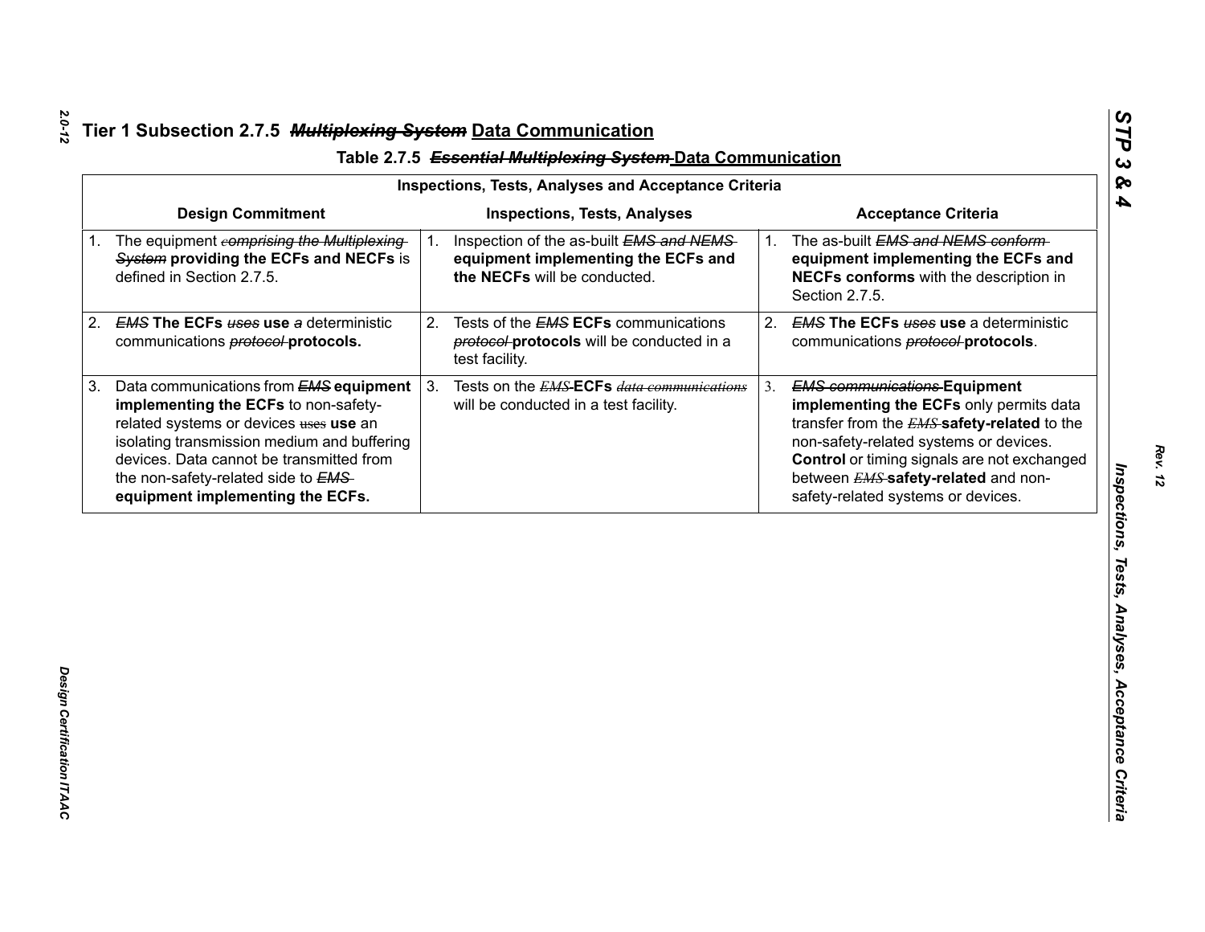## Tier 1 Subsection 2.7.5 ~~*Multiplexing System*~~ Data Communication

**Table 2.7.5 ~~*Essential Multiplexing System*~~ Data Communication**

| Inspections, Tests, Analyses and Acceptance Criteria | | |
|---|---|---|
| **Design Commitment** | **Inspections, Tests, Analyses** | **Acceptance Criteria** |
| 1. The equipment ~~*comprising the Multiplexing System*~~ **providing the ECFs and NECFs** is defined in Section 2.7.5. | 1. Inspection of the as-built ~~*EMS and NEMS*~~ **equipment implementing the ECFs and the NECFs** will be conducted. | 1. The as-built ~~*EMS and NEMS conform*~~ **equipment implementing the ECFs and NECFs conforms** with the description in Section 2.7.5. |
| 2. ~~*EMS*~~ **The ECFs** ~~*uses*~~ **use** ~~*a*~~ deterministic communications ~~*protocol*~~ **protocols.** | 2. Tests of the ~~*EMS*~~ **ECFs** communications ~~*protocol*~~ **protocols** will be conducted in a test facility. | 2. ~~*EMS*~~ **The ECFs** ~~*uses*~~ **use** a deterministic communications ~~*protocol*~~ **protocols**. |
| 3. Data communications from ~~*EMS*~~ **equipment implementing the ECFs** to non-safety-related systems or devices ~~uses~~ **use** an isolating transmission medium and buffering devices. Data cannot be transmitted from the non-safety-related side to ~~*EMS*~~ **equipment implementing the ECFs.** | 3. Tests on the ~~*EMS*~~-**ECFs** ~~*data communications*~~ will be conducted in a test facility. | 3. ~~*EMS communications*~~ **Equipment implementing the ECFs** only permits data transfer from the ~~*EMS*~~ **safety-related** to the non-safety-related systems or devices. **Control** or timing signals are not exchanged between ~~*EMS*~~ **safety-related** and non-safety-related systems or devices. |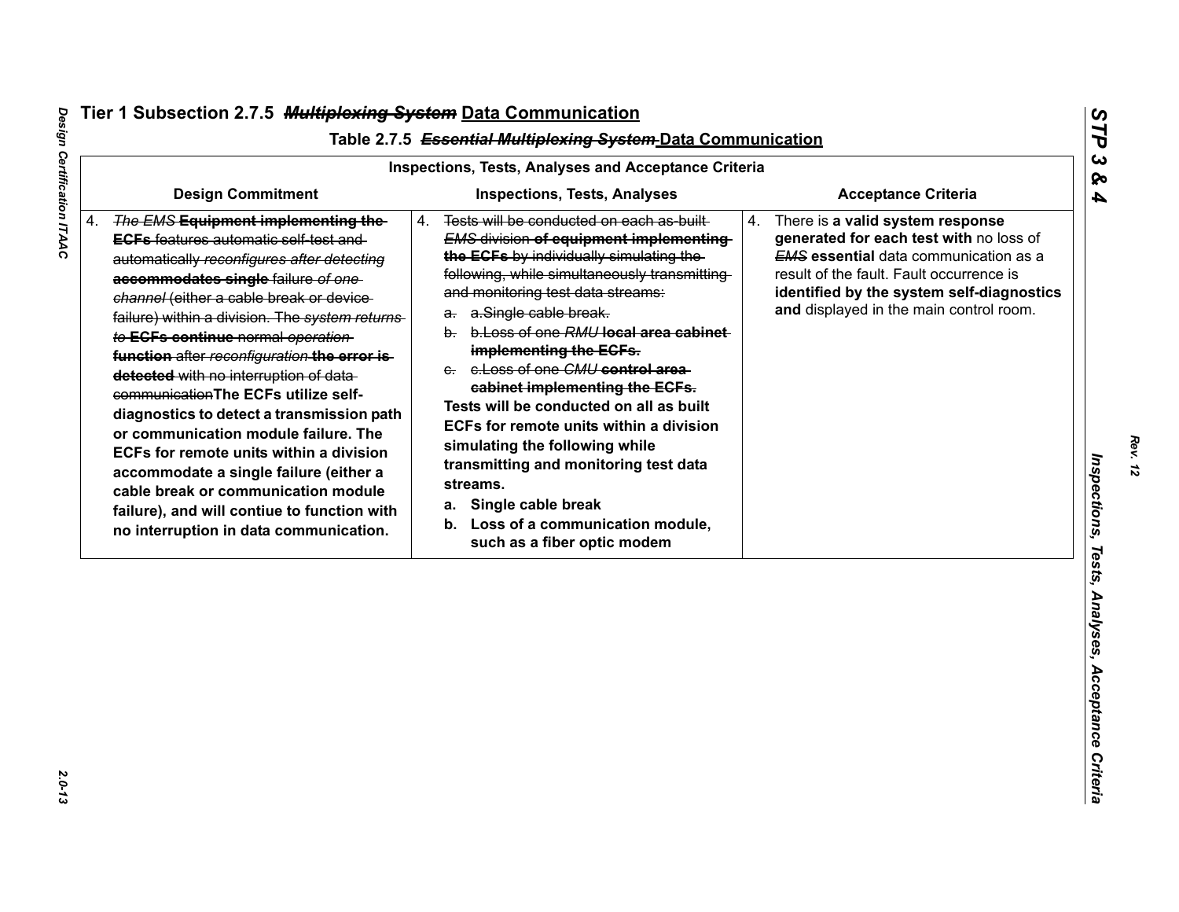## Tier 1 Subsection 2.7.5 ~~*Multiplexing System*~~ Data Communication

### Table 2.7.5 ~~*Essential Multiplexing System*~~ Data Communication

| Inspections, Tests, Analyses and Acceptance Criteria | | |
|---|---|---|
| **Design Commitment** | **Inspections, Tests, Analyses** | **Acceptance Criteria** |
| 4. ~~*The EMS*~~ ~~**Equipment implementing the ECFs**~~ ~~features automatic self-test and automatically~~ ~~*reconfigures after detecting*~~ ~~**accommodates single**~~ ~~failure~~ ~~*of one channel*~~ ~~(either a cable break or device failure) within a division. The~~ ~~*system returns to*~~ ~~**ECFs continue**~~ ~~normal~~ ~~*operation*~~ ~~**function**~~ ~~after~~ ~~*reconfiguration*~~ ~~**the error is detected**~~ ~~with no interruption of data communication~~**The ECFs utilize self-diagnostics to detect a transmission path or communication module failure. The ECFs for remote units within a division accommodate a single failure (either a cable break or communication module failure), and will contiue to function with no interruption in data communication.** | 4. ~~Tests will be conducted on each as-built~~ ~~*EMS*~~ ~~division~~ ~~**of equipment implementing the ECFs**~~ ~~by individually simulating the following, while simultaneously transmitting and monitoring test data streams:~~<br>~~a. a.Single cable break.~~<br>~~b. b.Loss of one~~ ~~*RMU*~~ ~~**local area cabinet implementing the ECFs.**~~<br>~~c. c.Loss of one~~ ~~*CMU*~~ ~~**control area cabinet implementing the ECFs.**~~<br>**Tests will be conducted on all as built ECFs for remote units within a division simulating the following while transmitting and monitoring test data streams.**<br>**a. Single cable break**<br>**b. Loss of a communication module, such as a fiber optic modem** | 4. There is **a valid system response generated for each test with** no loss of ~~*EMS*~~ **essential** data communication as a result of the fault. Fault occurrence is **identified by the system self-diagnostics and** displayed in the main control room. |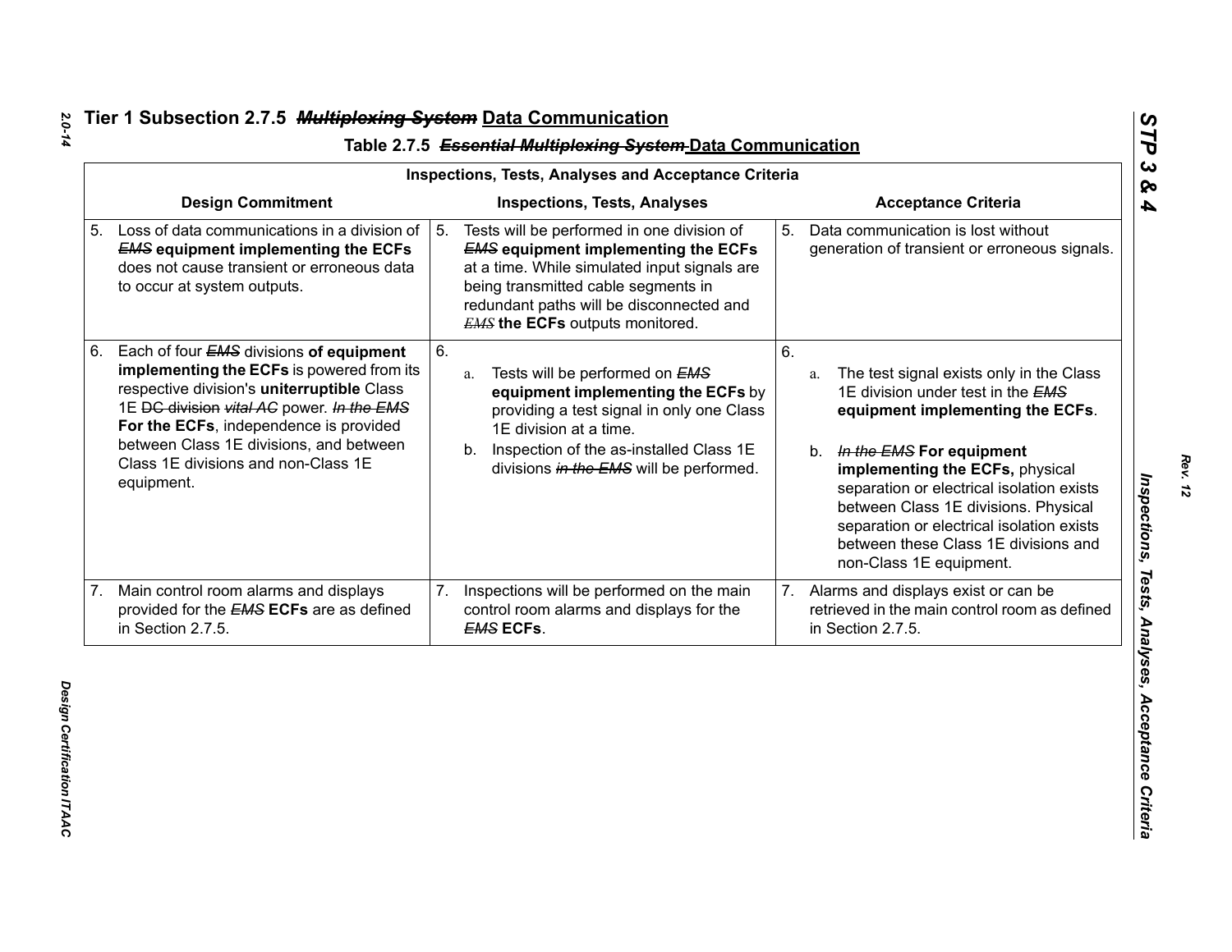## Tier 1 Subsection 2.7.5 ~~*Multiplexing System*~~ Data Communication

### Table 2.7.5 ~~*Essential Multiplexing System*~~ Data Communication

| Inspections, Tests, Analyses and Acceptance Criteria | | |
|---|---|---|
| **Design Commitment** | **Inspections, Tests, Analyses** | **Acceptance Criteria** |
| 5. Loss of data communications in a division of ~~*EMS*~~ **equipment implementing the ECFs** does not cause transient or erroneous data to occur at system outputs. | 5. Tests will be performed in one division of ~~*EMS*~~ **equipment implementing the ECFs** at a time. While simulated input signals are being transmitted cable segments in redundant paths will be disconnected and ~~*EMS*~~ **the ECFs** outputs monitored. | 5. Data communication is lost without generation of transient or erroneous signals. |
| 6. Each of four ~~*EMS*~~ divisions **of equipment implementing the ECFs** is powered from its respective division's **uninterruptible** Class 1E ~~DC division~~ *vital AC* power. ~~*In the EMS*~~ **For the ECFs**, independence is provided between Class 1E divisions, and between Class 1E divisions and non-Class 1E equipment. | 6.<br>a. Tests will be performed on ~~*EMS*~~ **equipment implementing the ECFs** by providing a test signal in only one Class 1E division at a time.<br>b. Inspection of the as-installed Class 1E divisions ~~*in the EMS*~~ will be performed. | 6.<br>a. The test signal exists only in the Class 1E division under test in the ~~*EMS*~~ **equipment implementing the ECFs**.<br>b. ~~*In the EMS*~~ **For equipment implementing the ECFs,** physical separation or electrical isolation exists between Class 1E divisions. Physical separation or electrical isolation exists between these Class 1E divisions and non-Class 1E equipment. |
| 7. Main control room alarms and displays provided for the ~~*EMS*~~ **ECFs** are as defined in Section 2.7.5. | 7. Inspections will be performed on the main control room alarms and displays for the ~~*EMS*~~ **ECFs**. | 7. Alarms and displays exist or can be retrieved in the main control room as defined in Section 2.7.5. |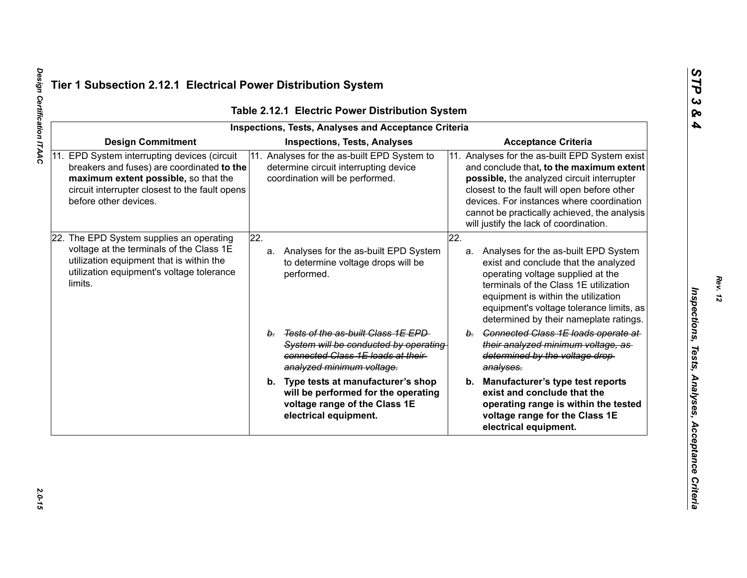## Tier 1 Subsection 2.12.1 Electrical Power Distribution System

**Table 2.12.1 Electric Power Distribution System**

| Inspections, Tests, Analyses and Acceptance Criteria | | |
|---|---|---|
| **Design Commitment** | **Inspections, Tests, Analyses** | **Acceptance Criteria** |
| 11. EPD System interrupting devices (circuit breakers and fuses) are coordinated **to the maximum extent possible,** so that the circuit interrupter closest to the fault opens before other devices. | 11. Analyses for the as-built EPD System to determine circuit interrupting device coordination will be performed. | 11. Analyses for the as-built EPD System exist and conclude that**, to the maximum extent possible,** the analyzed circuit interrupter closest to the fault will open before other devices. For instances where coordination cannot be practically achieved, the analysis will justify the lack of coordination. |
| 22. The EPD System supplies an operating voltage at the terminals of the Class 1E utilization equipment that is within the utilization equipment's voltage tolerance limits. | 22.<br>a. Analyses for the as-built EPD System to determine voltage drops will be performed.<br><br>~~b. Tests of the as-built Class 1E EPD System will be conducted by operating connected Class 1E loads at their analyzed minimum voltage.~~<br><br>**b. Type tests at manufacturer's shop will be performed for the operating voltage range of the Class 1E electrical equipment.** | 22.<br>a. Analyses for the as-built EPD System exist and conclude that the analyzed operating voltage supplied at the terminals of the Class 1E utilization equipment is within the utilization equipment's voltage tolerance limits, as determined by their nameplate ratings.<br><br>~~b. Connected Class 1E loads operate at their analyzed minimum voltage, as determined by the voltage drop analyses.~~<br><br>**b. Manufacturer's type test reports exist and conclude that the operating range is within the tested voltage range for the Class 1E electrical equipment.** |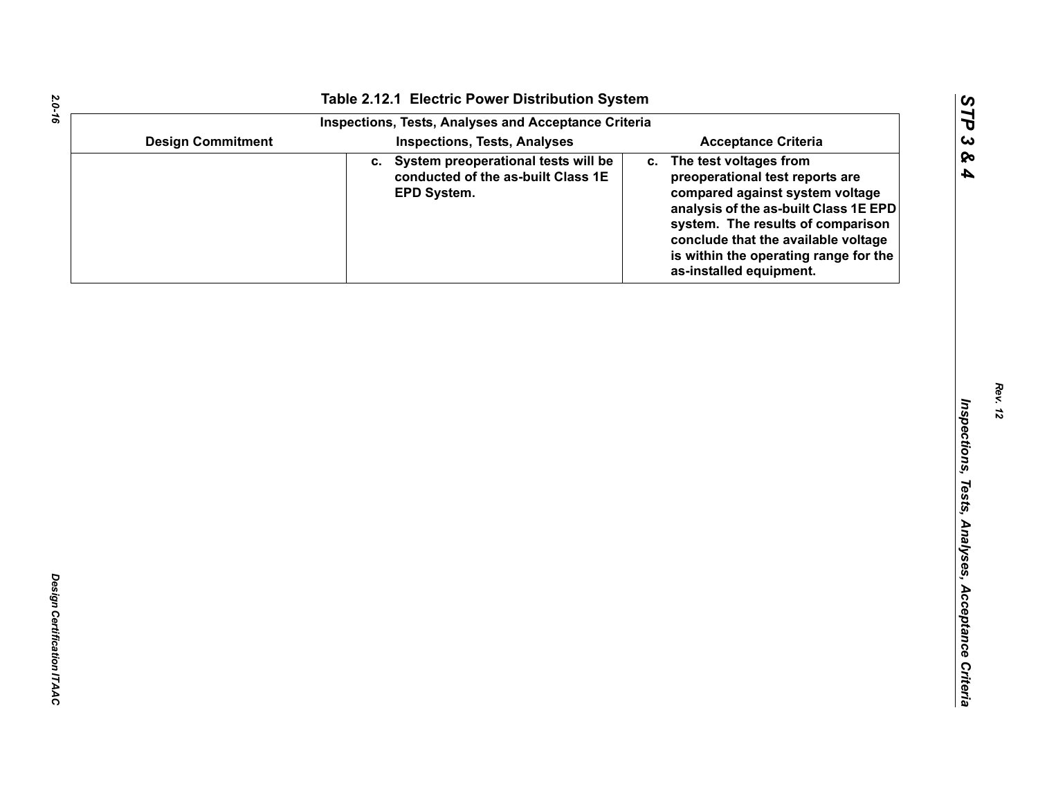# Table 2.12.1 Electric Power Distribution System

| Inspections, Tests, Analyses and Acceptance Criteria | | |
|---|---|---|
| **Design Commitment** | **Inspections, Tests, Analyses** | **Acceptance Criteria** |
| | **c. System preoperational tests will be conducted of the as-built Class 1E EPD System.** | **c. The test voltages from preoperational test reports are compared against system voltage analysis of the as-built Class 1E EPD system. The results of comparison conclude that the available voltage is within the operating range for the as-installed equipment.** |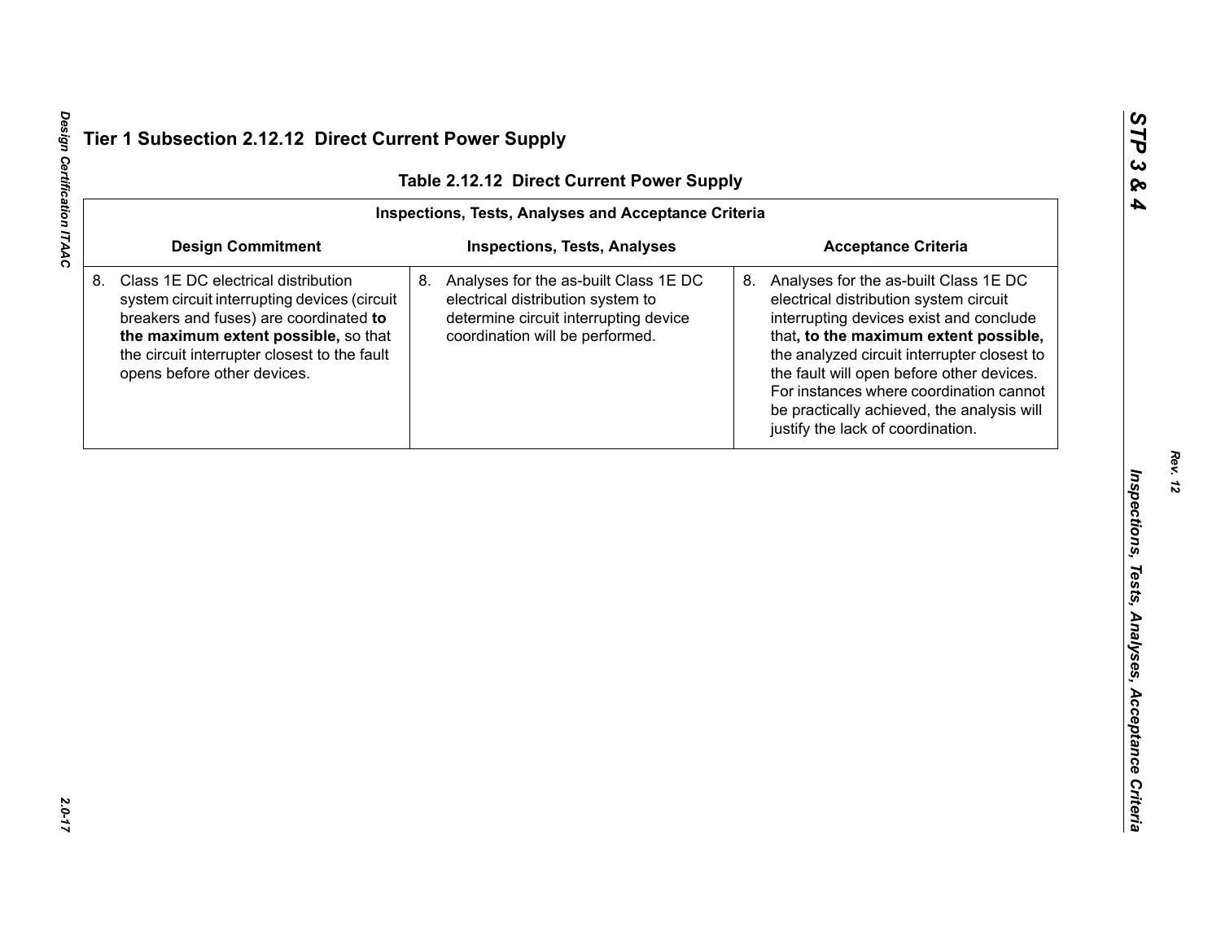# Tier 1 Subsection 2.12.12 Direct Current Power Supply

**Table 2.12.12 Direct Current Power Supply**

| Inspections, Tests, Analyses and Acceptance Criteria | | |
|---|---|---|
| **Design Commitment** | **Inspections, Tests, Analyses** | **Acceptance Criteria** |
| 8. Class 1E DC electrical distribution system circuit interrupting devices (circuit breakers and fuses) are coordinated **to the maximum extent possible,** so that the circuit interrupter closest to the fault opens before other devices. | 8. Analyses for the as-built Class 1E DC electrical distribution system to determine circuit interrupting device coordination will be performed. | 8. Analyses for the as-built Class 1E DC electrical distribution system circuit interrupting devices exist and conclude that**, to the maximum extent possible,** the analyzed circuit interrupter closest to the fault will open before other devices. For instances where coordination cannot be practically achieved, the analysis will justify the lack of coordination. |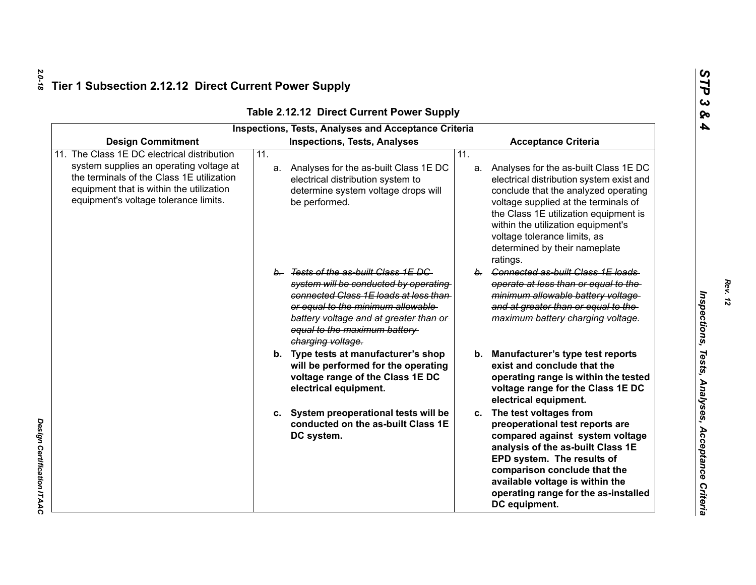# Tier 1 Subsection 2.12.12 Direct Current Power Supply

**Table 2.12.12 Direct Current Power Supply**

| Inspections, Tests, Analyses and Acceptance Criteria | | |
|---|---|---|
| **Design Commitment** | **Inspections, Tests, Analyses** | **Acceptance Criteria** |
| 11. The Class 1E DC electrical distribution system supplies an operating voltage at the terminals of the Class 1E utilization equipment that is within the utilization equipment's voltage tolerance limits. | 11.<br>a. Analyses for the as-built Class 1E DC electrical distribution system to determine system voltage drops will be performed.<br>~~b. Tests of the as-built Class 1E DC system will be conducted by operating connected Class 1E loads at less than or equal to the minimum allowable battery voltage and at greater than or equal to the maximum battery charging voltage.~~<br>**b. Type tests at manufacturer's shop will be performed for the operating voltage range of the Class 1E DC electrical equipment.**<br>**c. System preoperational tests will be conducted on the as-built Class 1E DC system.** | 11.<br>a. Analyses for the as-built Class 1E DC electrical distribution system exist and conclude that the analyzed operating voltage supplied at the terminals of the Class 1E utilization equipment is within the utilization equipment's voltage tolerance limits, as determined by their nameplate ratings.<br>~~b. Connected as-built Class 1E loads operate at less than or equal to the minimum allowable battery voltage and at greater than or equal to the maximum battery charging voltage.~~<br>**b. Manufacturer's type test reports exist and conclude that the operating range is within the tested voltage range for the Class 1E DC electrical equipment.**<br>**c. The test voltages from preoperational test reports are compared against system voltage analysis of the as-built Class 1E EPD system. The results of comparison conclude that the available voltage is within the operating range for the as-installed DC equipment.** |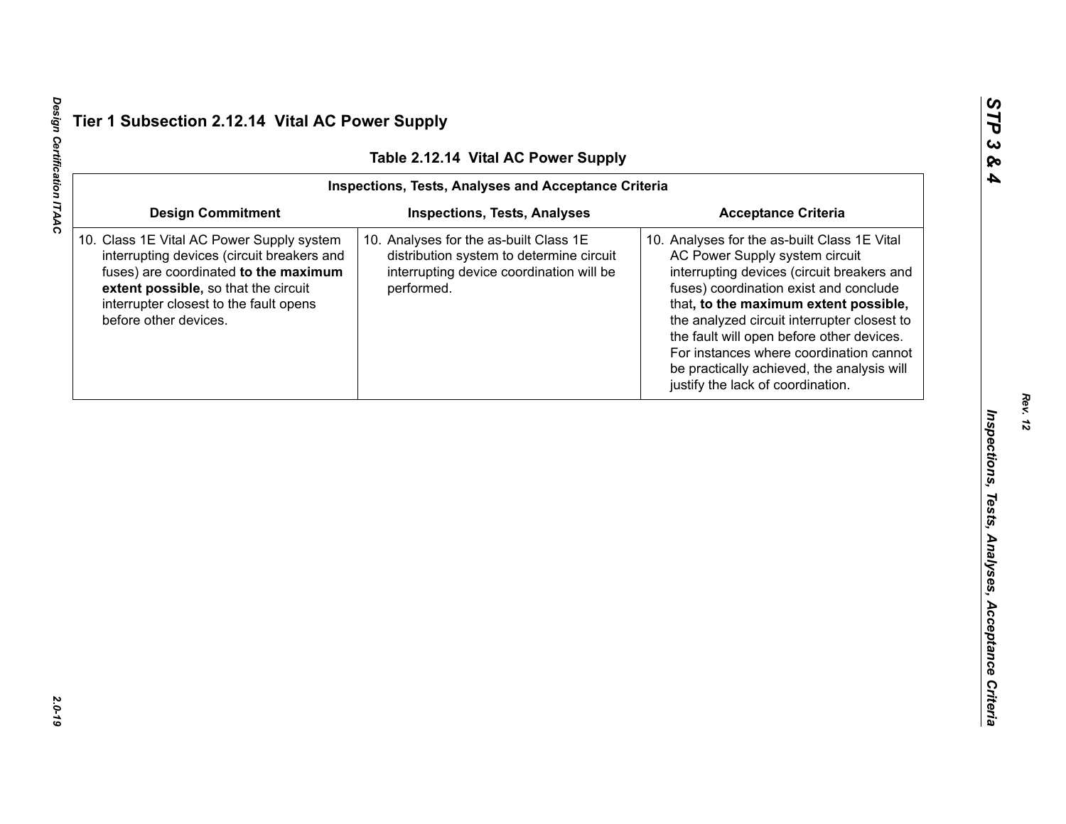## Tier 1 Subsection 2.12.14 Vital AC Power Supply

**Table 2.12.14 Vital AC Power Supply**

| Inspections, Tests, Analyses and Acceptance Criteria | | |
|---|---|---|
| **Design Commitment** | **Inspections, Tests, Analyses** | **Acceptance Criteria** |
| 10. Class 1E Vital AC Power Supply system interrupting devices (circuit breakers and fuses) are coordinated **to the maximum extent possible,** so that the circuit interrupter closest to the fault opens before other devices. | 10. Analyses for the as-built Class 1E distribution system to determine circuit interrupting device coordination will be performed. | 10. Analyses for the as-built Class 1E Vital AC Power Supply system circuit interrupting devices (circuit breakers and fuses) coordination exist and conclude that**, to the maximum extent possible,** the analyzed circuit interrupter closest to the fault will open before other devices. For instances where coordination cannot be practically achieved, the analysis will justify the lack of coordination. |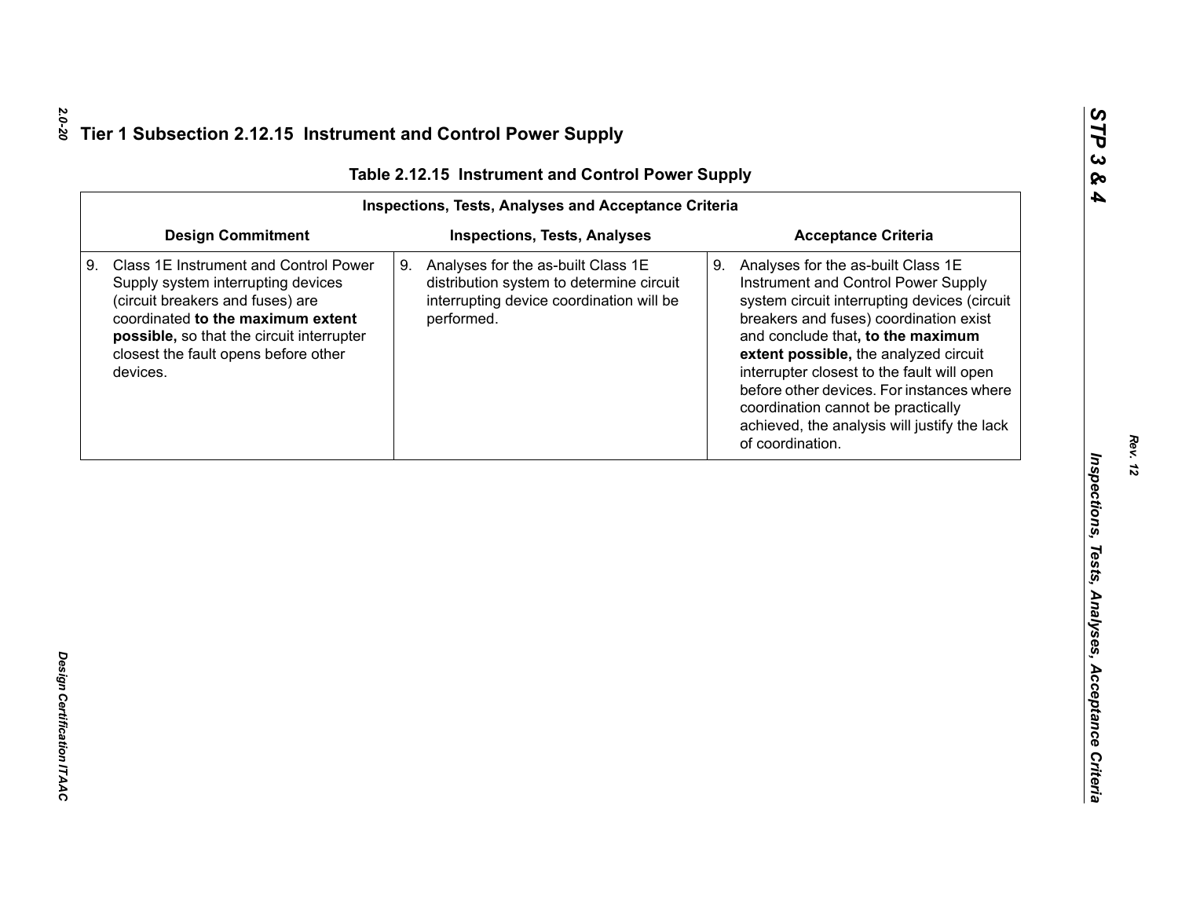## Tier 1 Subsection 2.12.15 Instrument and Control Power Supply

### Table 2.12.15 Instrument and Control Power Supply

| Inspections, Tests, Analyses and Acceptance Criteria | | |
|---|---|---|
| **Design Commitment** | **Inspections, Tests, Analyses** | **Acceptance Criteria** |
| 9. Class 1E Instrument and Control Power Supply system interrupting devices (circuit breakers and fuses) are coordinated **to the maximum extent possible,** so that the circuit interrupter closest the fault opens before other devices. | 9. Analyses for the as-built Class 1E distribution system to determine circuit interrupting device coordination will be performed. | 9. Analyses for the as-built Class 1E Instrument and Control Power Supply system circuit interrupting devices (circuit breakers and fuses) coordination exist and conclude that**, to the maximum extent possible,** the analyzed circuit interrupter closest to the fault will open before other devices. For instances where coordination cannot be practically achieved, the analysis will justify the lack of coordination. |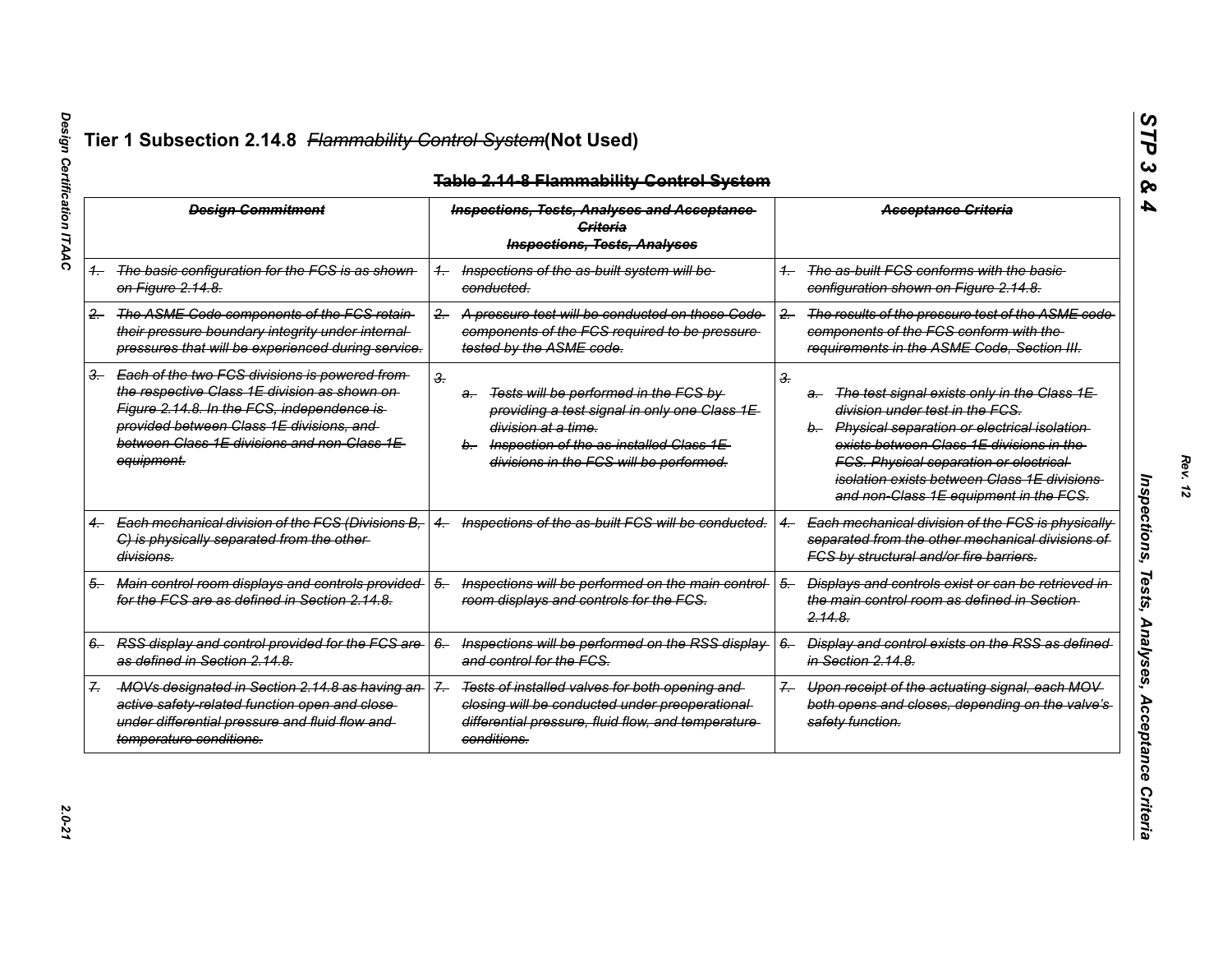# Tier 1 Subsection 2.14.8 ~~Flammability Control System~~(Not Used)

## ~~Table 2.14-8 Flammability Control System~~

| ~~*Design Commitment*~~ | ~~*Inspections, Tests, Analyses and Acceptance Criteria*~~ ~~*Inspections, Tests, Analyses*~~ | ~~*Acceptance Criteria*~~ |
|---|---|---|
| ~~*1. The basic configuration for the FCS is as shown on Figure 2.14.8.*~~ | ~~*1. Inspections of the as-built system will be conducted.*~~ | ~~*1. The as-built FCS conforms with the basic configuration shown on Figure 2.14.8.*~~ |
| ~~*2. The ASME Code components of the FCS retain their pressure boundary integrity under internal pressures that will be experienced during service.*~~ | ~~*2. A pressure test will be conducted on those Code components of the FCS required to be pressure tested by the ASME code.*~~ | ~~*2. The results of the pressure test of the ASME code components of the FCS conform with the requirements in the ASME Code, Section III.*~~ |
| ~~*3. Each of the two FCS divisions is powered from the respective Class 1E division as shown on Figure 2.14.8. In the FCS, independence is provided between Class 1E divisions, and between Class 1E divisions and non-Class 1E equipment.*~~ | ~~*3.*~~ ~~*a. Tests will be performed in the FCS by providing a test signal in only one Class 1E division at a time.*~~ ~~*b. Inspection of the as-installed Class 1E divisions in the FCS will be performed.*~~ | ~~*3.*~~ ~~*a. The test signal exists only in the Class 1E division under test in the FCS.*~~ ~~*b. Physical separation or electrical isolation exists between Class 1E divisions in the FCS. Physical separation or electrical isolation exists between Class 1E divisions and non-Class 1E equipment in the FCS.*~~ |
| ~~*4. Each mechanical division of the FCS (Divisions B, C) is physically separated from the other divisions.*~~ | ~~*4. Inspections of the as-built FCS will be conducted.*~~ | ~~*4. Each mechanical division of the FCS is physically separated from the other mechanical divisions of FCS by structural and/or fire barriers.*~~ |
| ~~*5. Main control room displays and controls provided for the FCS are as defined in Section 2.14.8.*~~ | ~~*5. Inspections will be performed on the main control room displays and controls for the FCS.*~~ | ~~*5. Displays and controls exist or can be retrieved in the main control room as defined in Section 2.14.8.*~~ |
| ~~*6. RSS display and control provided for the FCS are as defined in Section 2.14.8.*~~ | ~~*6. Inspections will be performed on the RSS display and control for the FCS.*~~ | ~~*6. Display and control exists on the RSS as defined in Section 2.14.8.*~~ |
| ~~*7. MOVs designated in Section 2.14.8 as having an active safety-related function open and close under differential pressure and fluid flow and temperature conditions.*~~ | ~~*7. Tests of installed valves for both opening and closing will be conducted under preoperational differential pressure, fluid flow, and temperature conditions.*~~ | ~~*7. Upon receipt of the actuating signal, each MOV both opens and closes, depending on the valve's safety function.*~~ |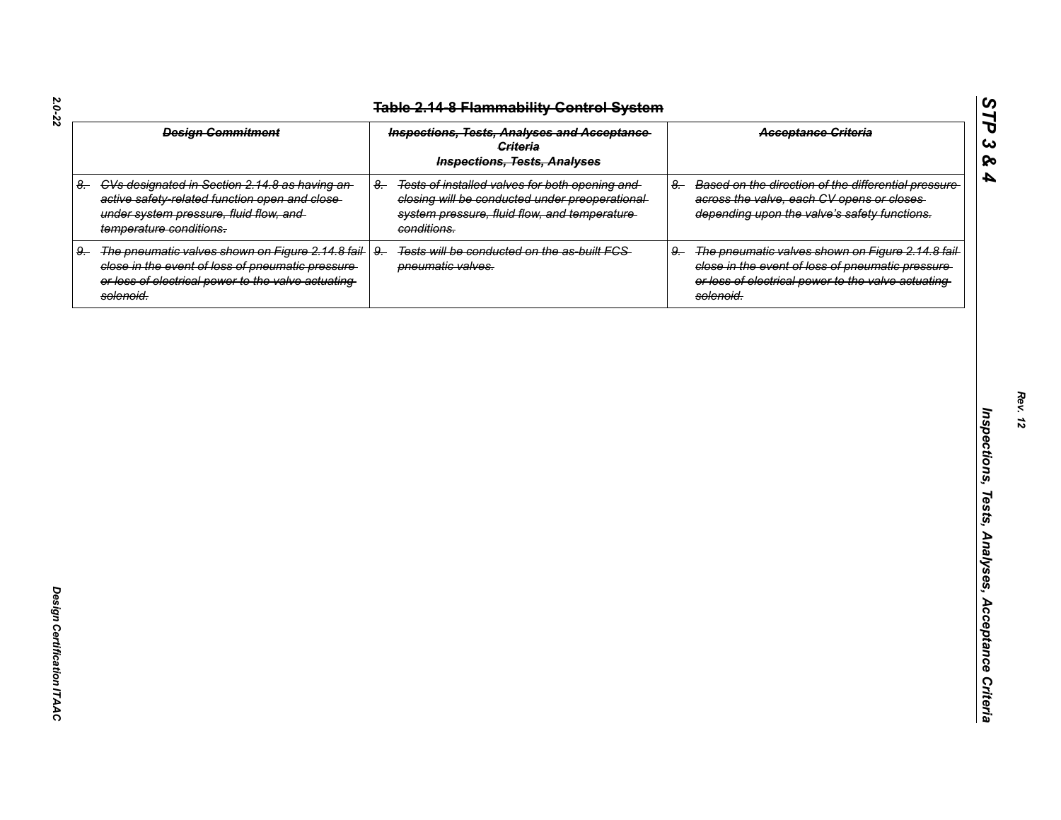# ~~Table 2.14-8 Flammability Control System~~

| ~~Design Commitment~~ | ~~Inspections, Tests, Analyses and Acceptance Criteria~~ ~~Inspections, Tests, Analyses~~ | ~~Acceptance Criteria~~ |
|---|---|---|
| ~~8. CVs designated in Section 2.14.8 as having an active safety-related function open and close under system pressure, fluid flow, and temperature conditions.~~ | ~~8. Tests of installed valves for both opening and closing will be conducted under preoperational system pressure, fluid flow, and temperature conditions.~~ | ~~8. Based on the direction of the differential pressure across the valve, each CV opens or closes depending upon the valve's safety functions.~~ |
| ~~9. The pneumatic valves shown on Figure 2.14.8 fail close in the event of loss of pneumatic pressure or loss of electrical power to the valve actuating solenoid.~~ | ~~9. Tests will be conducted on the as-built FCS pneumatic valves.~~ | ~~9. The pneumatic valves shown on Figure 2.14.8 fail close in the event of loss of pneumatic pressure or loss of electrical power to the valve actuating solenoid.~~ |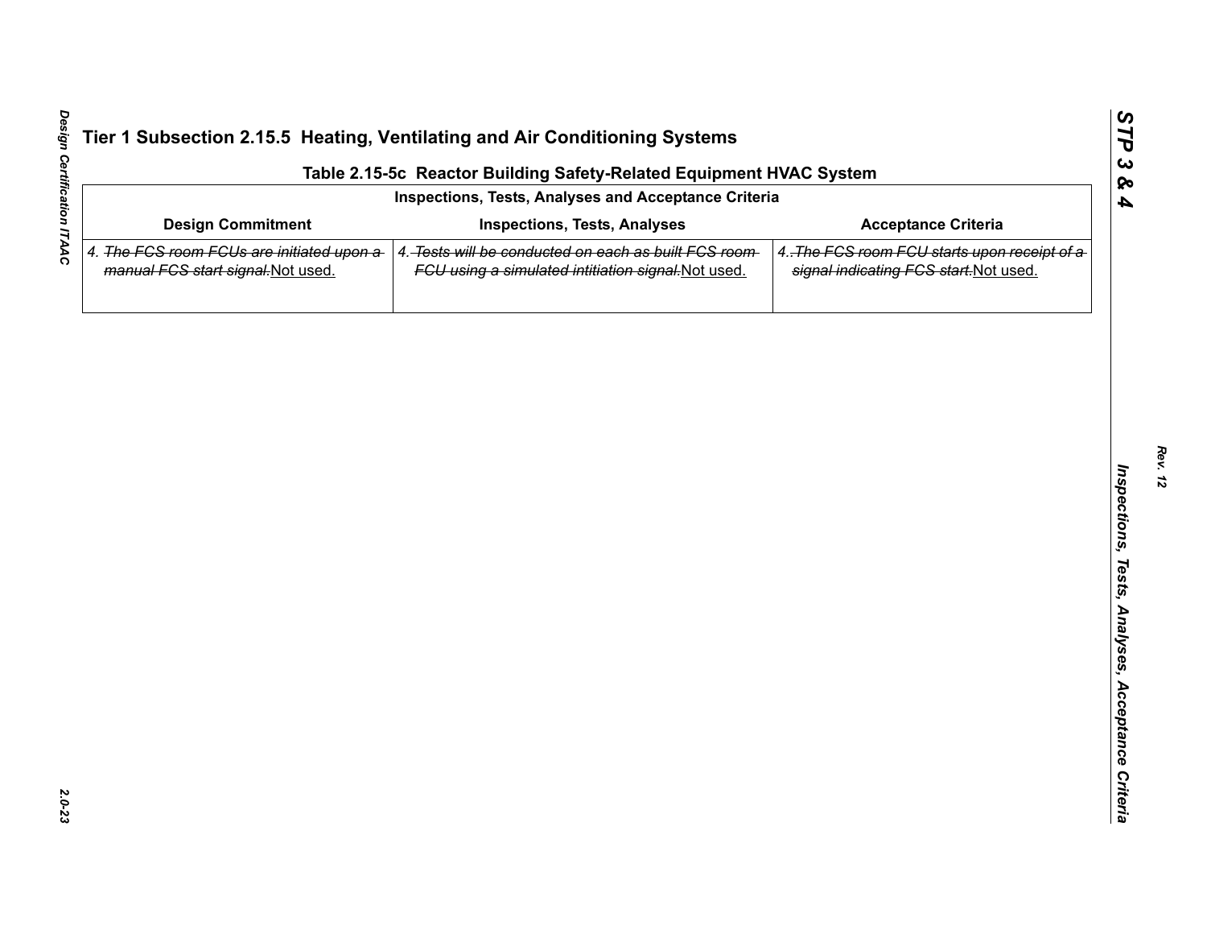## Tier 1 Subsection 2.15.5 Heating, Ventilating and Air Conditioning Systems

**Table 2.15-5c Reactor Building Safety-Related Equipment HVAC System**

| Inspections, Tests, Analyses and Acceptance Criteria | | |
|---|---|---|
| **Design Commitment** | **Inspections, Tests, Analyses** | **Acceptance Criteria** |
| 4. ~~*The FCS room FCUs are initiated upon a manual FCS start signal.*~~ Not used. | 4. ~~*Tests will be conducted on each as built FCS room FCU using a simulated intitiation signal.*~~ Not used. | 4. ~~*The FCS room FCU starts upon receipt of a signal indicating FCS start.*~~ Not used. |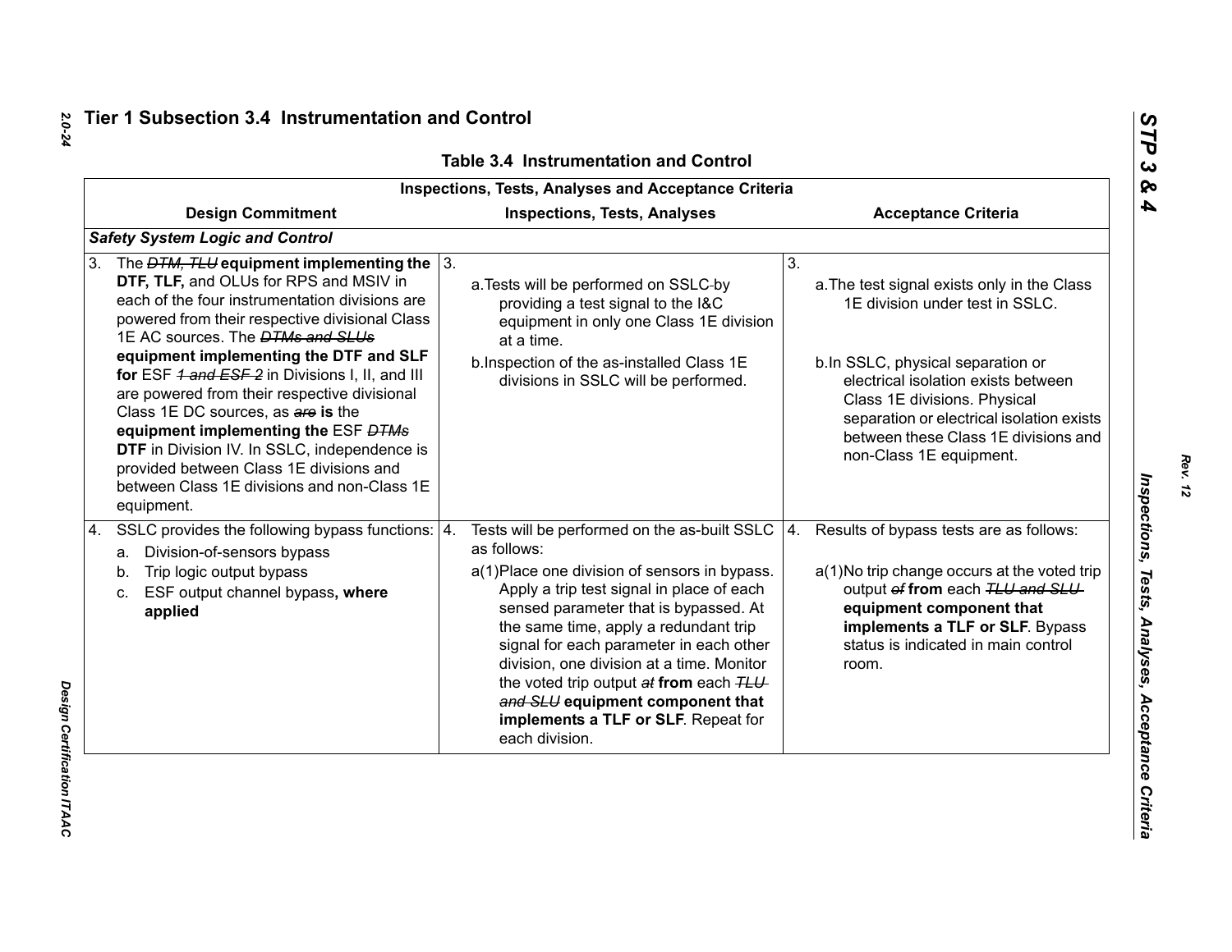## Tier 1 Subsection 3.4 Instrumentation and Control

**Table 3.4 Instrumentation and Control**

| Inspections, Tests, Analyses and Acceptance Criteria | | |
|---|---|---|
| **Design Commitment** | **Inspections, Tests, Analyses** | **Acceptance Criteria** |
| ***Safety System Logic and Control*** | | |
| 3. The ~~DTM, TLU~~ **equipment implementing the DTF, TLF,** and OLUs for RPS and MSIV in each of the four instrumentation divisions are powered from their respective divisional Class 1E AC sources. The ~~DTMs and SLUs~~ **equipment implementing the DTF and SLF for** ESF ~~1 and ESF 2~~ in Divisions I, II, and III are powered from their respective divisional Class 1E DC sources, as ~~are~~ **is** the **equipment implementing the** ESF ~~DTMs~~ **DTF** in Division IV. In SSLC, independence is provided between Class 1E divisions and between Class 1E divisions and non-Class 1E equipment. | 3. a. Tests will be performed on SSLC by providing a test signal to the I&C equipment in only one Class 1E division at a time. b. Inspection of the as-installed Class 1E divisions in SSLC will be performed. | 3. a. The test signal exists only in the Class 1E division under test in SSLC. b. In SSLC, physical separation or electrical isolation exists between Class 1E divisions. Physical separation or electrical isolation exists between these Class 1E divisions and non-Class 1E equipment. |
| 4. SSLC provides the following bypass functions: a. Division-of-sensors bypass b. Trip logic output bypass c. ESF output channel bypass**, where applied** | 4. Tests will be performed on the as-built SSLC as follows: a(1) Place one division of sensors in bypass. Apply a trip test signal in place of each sensed parameter that is bypassed. At the same time, apply a redundant trip signal for each parameter in each other division, one division at a time. Monitor the voted trip output ~~at~~ **from** each ~~TLU and SLU~~ **equipment component that implements a TLF or SLF**. Repeat for each division. | 4. Results of bypass tests are as follows: a(1) No trip change occurs at the voted trip output ~~of~~ **from** each ~~TLU and SLU~~ **equipment component that implements a TLF or SLF**. Bypass status is indicated in main control room. |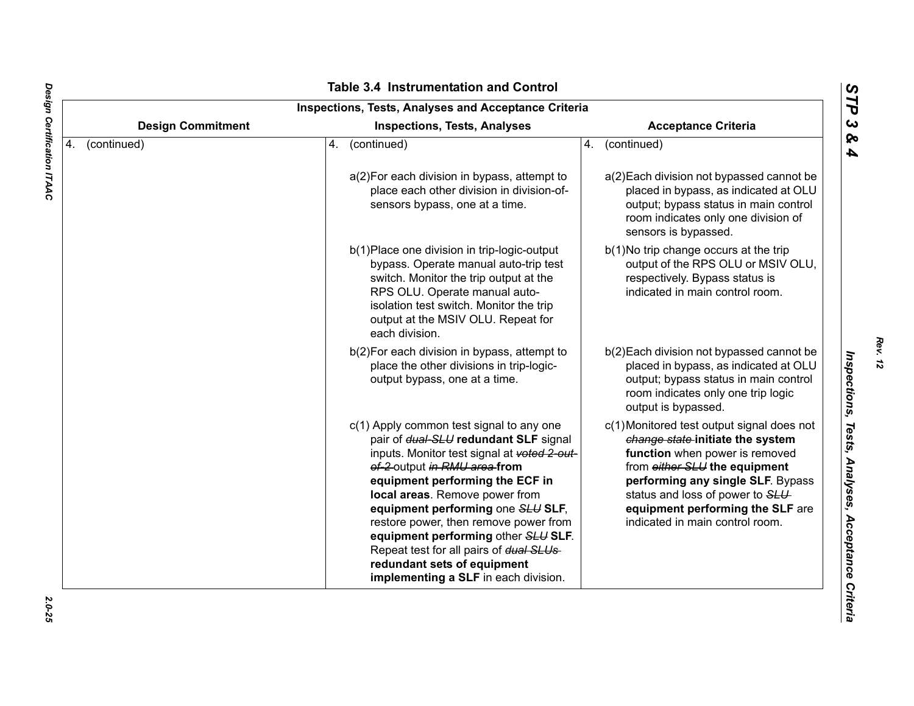## Table 3.4 Instrumentation and Control

| Inspections, Tests, Analyses and Acceptance Criteria | | |
|---|---|---|
| **Design Commitment** | **Inspections, Tests, Analyses** | **Acceptance Criteria** |
| 4. (continued) | 4. (continued) | 4. (continued) |
| | a(2)For each division in bypass, attempt to place each other division in division-of-sensors bypass, one at a time. | a(2)Each division not bypassed cannot be placed in bypass, as indicated at OLU output; bypass status in main control room indicates only one division of sensors is bypassed. |
| | b(1)Place one division in trip-logic-output bypass. Operate manual auto-trip test switch. Monitor the trip output at the RPS OLU. Operate manual auto-isolation test switch. Monitor the trip output at the MSIV OLU. Repeat for each division. | b(1)No trip change occurs at the trip output of the RPS OLU or MSIV OLU, respectively. Bypass status is indicated in main control room. |
| | b(2)For each division in bypass, attempt to place the other divisions in trip-logic-output bypass, one at a time. | b(2)Each division not bypassed cannot be placed in bypass, as indicated at OLU output; bypass status in main control room indicates only one trip logic output is bypassed. |
| | c(1) Apply common test signal to any one pair of ~~dual-SLU~~ **redundant SLF** signal inputs. Monitor test signal at ~~voted 2-out-of-2~~ output ~~in RMU area~~ **from equipment performing the ECF in local areas**. Remove power from **equipment performing** one ~~SLU~~ **SLF**, restore power, then remove power from **equipment performing** other ~~SLU~~ **SLF**. Repeat test for all pairs of ~~dual SLUs~~ **redundant sets of equipment implementing a SLF** in each division. | c(1)Monitored test output signal does not ~~change state~~ **initiate the system function** when power is removed from ~~either SLU~~ **the equipment performing any single SLF**. Bypass status and loss of power to ~~SLU~~ **equipment performing the SLF** are indicated in main control room. |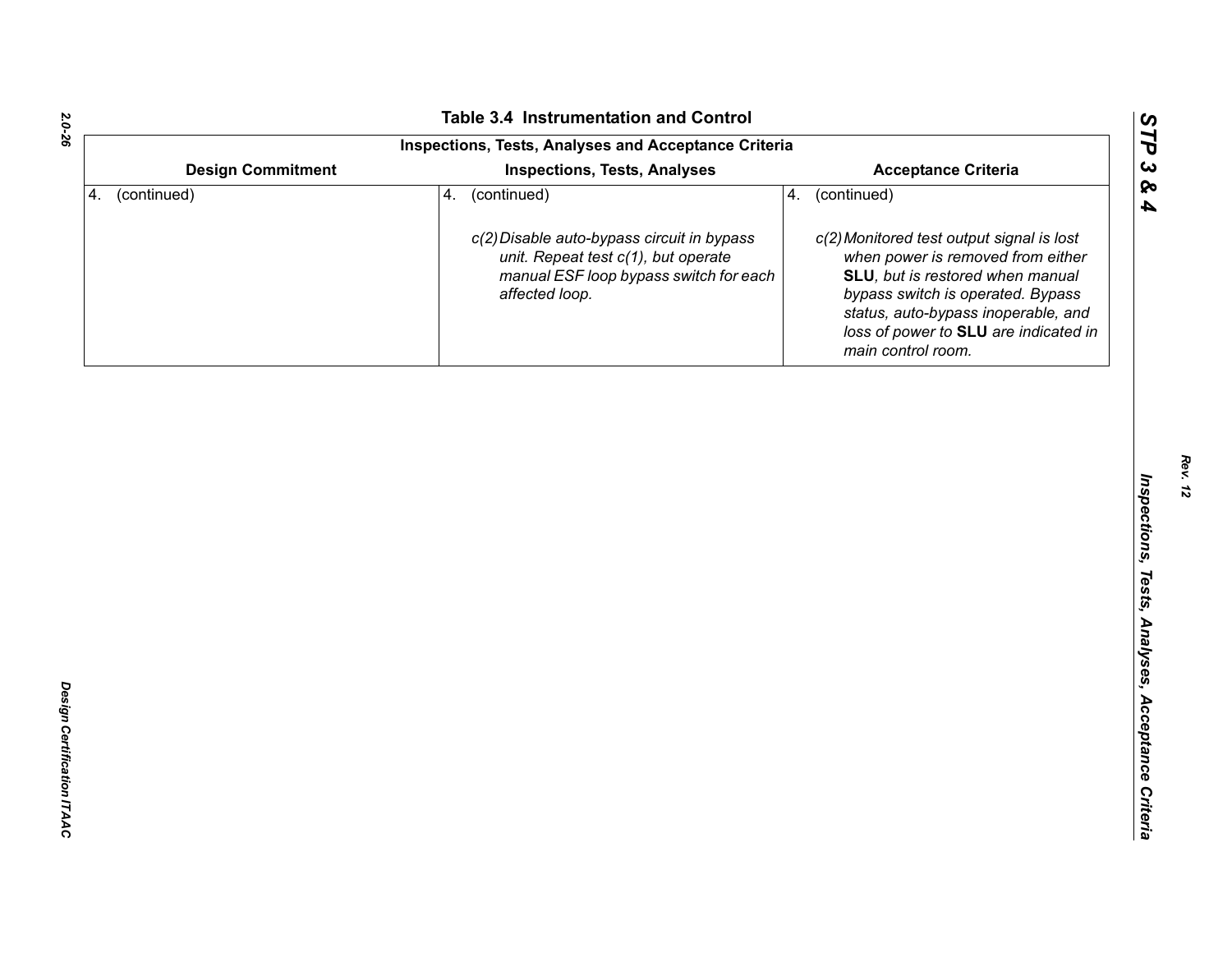## Table 3.4 Instrumentation and Control

| Inspections, Tests, Analyses and Acceptance Criteria | | |
|---|---|---|
| **Design Commitment** | **Inspections, Tests, Analyses** | **Acceptance Criteria** |
| 4. (continued) | 4. (continued)<br><br>*c(2) Disable auto-bypass circuit in bypass unit. Repeat test c(1), but operate manual ESF loop bypass switch for each affected loop.* | 4. (continued)<br><br>*c(2) Monitored test output signal is lost when power is removed from either* **SLU**, *but is restored when manual bypass switch is operated. Bypass status, auto-bypass inoperable, and loss of power to* **SLU** *are indicated in main control room.* |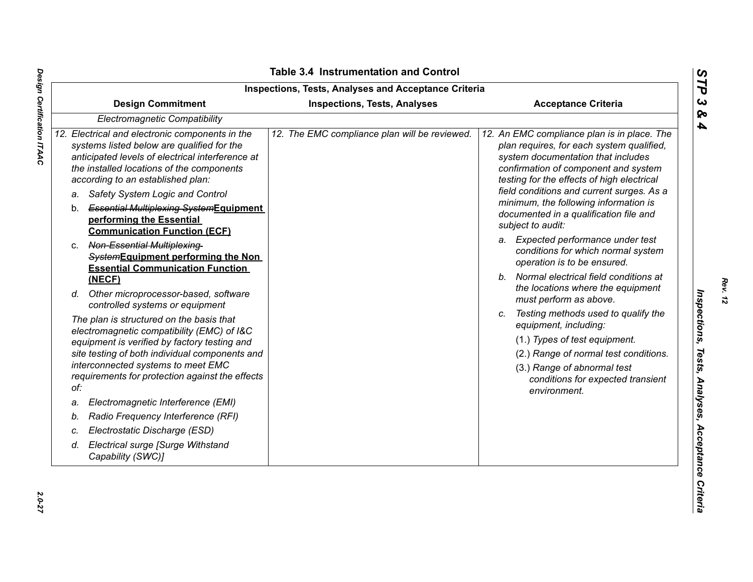## Table 3.4 Instrumentation and Control

| Inspections, Tests, Analyses and Acceptance Criteria | | |
|---|---|---|
| **Design Commitment** | **Inspections, Tests, Analyses** | **Acceptance Criteria** |
| *Electromagnetic Compatibility* | | |
| *12. Electrical and electronic components in the systems listed below are qualified for the anticipated levels of electrical interference at the installed locations of the components according to an established plan:*<br>*a. Safety System Logic and Control*<br>b. ~~*Essential Multiplexing System*~~**<u>Equipment performing the Essential Communication Function (ECF)</u>**<br>c. ~~*Non-Essential Multiplexing System*~~**<u>Equipment performing the Non Essential Communication Function (NECF)</u>**<br>*d. Other microprocessor-based, software controlled systems or equipment*<br>*The plan is structured on the basis that electromagnetic compatibility (EMC) of I&C equipment is verified by factory testing and site testing of both individual components and interconnected systems to meet EMC requirements for protection against the effects of:*<br>*a. Electromagnetic Interference (EMI)*<br>*b. Radio Frequency Interference (RFI)*<br>*c. Electrostatic Discharge (ESD)*<br>*d. Electrical surge [Surge Withstand Capability (SWC)]* | *12. The EMC compliance plan will be reviewed.* | *12. An EMC compliance plan is in place. The plan requires, for each system qualified, system documentation that includes confirmation of component and system testing for the effects of high electrical field conditions and current surges. As a minimum, the following information is documented in a qualification file and subject to audit:*<br>*a. Expected performance under test conditions for which normal system operation is to be ensured.*<br>*b. Normal electrical field conditions at the locations where the equipment must perform as above.*<br>*c. Testing methods used to qualify the equipment, including:*<br>*(1.) Types of test equipment.*<br>*(2.) Range of normal test conditions.*<br>*(3.) Range of abnormal test conditions for expected transient environment.* |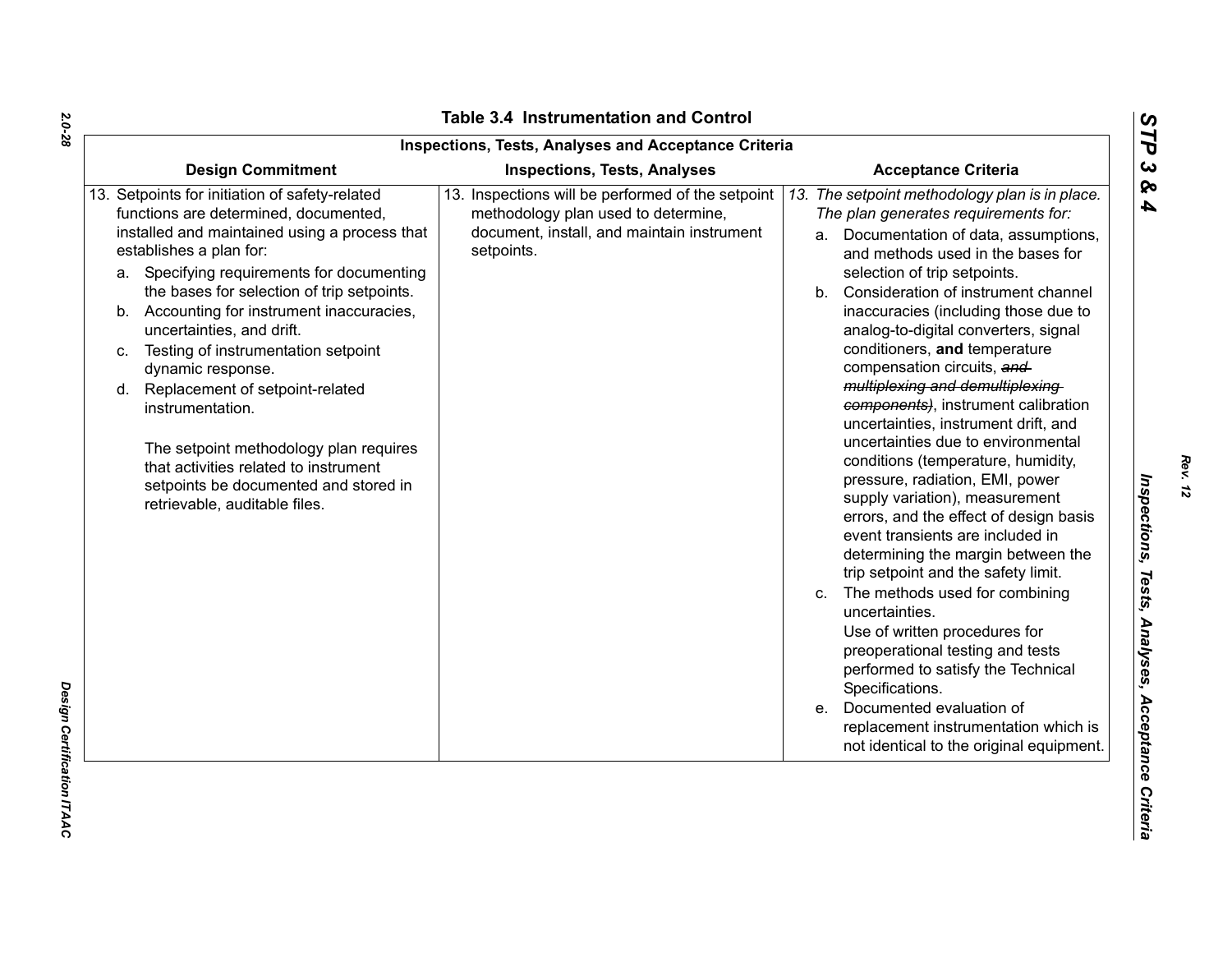# Table 3.4 Instrumentation and Control

| Inspections, Tests, Analyses and Acceptance Criteria | | |
|---|---|---|
| **Design Commitment** | **Inspections, Tests, Analyses** | **Acceptance Criteria** |
| 13. Setpoints for initiation of safety-related functions are determined, documented, installed and maintained using a process that establishes a plan for:<br>a. Specifying requirements for documenting the bases for selection of trip setpoints.<br>b. Accounting for instrument inaccuracies, uncertainties, and drift.<br>c. Testing of instrumentation setpoint dynamic response.<br>d. Replacement of setpoint-related instrumentation.<br><br>The setpoint methodology plan requires that activities related to instrument setpoints be documented and stored in retrievable, auditable files. | 13. Inspections will be performed of the setpoint methodology plan used to determine, document, install, and maintain instrument setpoints. | *13. The setpoint methodology plan is in place. The plan generates requirements for:*<br>a. Documentation of data, assumptions, and methods used in the bases for selection of trip setpoints.<br>b. Consideration of instrument channel inaccuracies (including those due to analog-to-digital converters, signal conditioners, **and** temperature compensation circuits, ~~*and multiplexing and demultiplexing components*~~), instrument calibration uncertainties, instrument drift, and uncertainties due to environmental conditions (temperature, humidity, pressure, radiation, EMI, power supply variation), measurement errors, and the effect of design basis event transients are included in determining the margin between the trip setpoint and the safety limit.<br>c. The methods used for combining uncertainties.<br>Use of written procedures for preoperational testing and tests performed to satisfy the Technical Specifications.<br>e. Documented evaluation of replacement instrumentation which is not identical to the original equipment. |